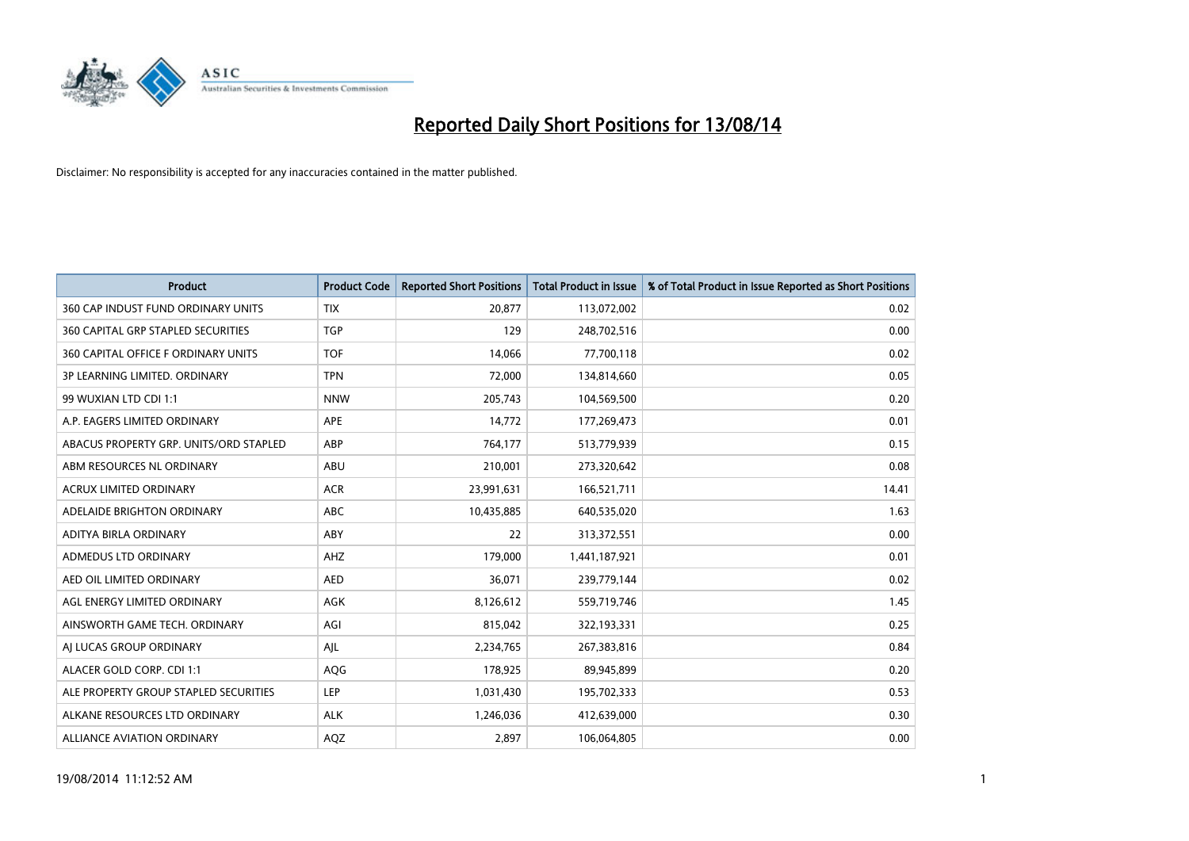# Reported Daily Short Positions for 13/08/14

Disclaimer: No responsibility is accepted for any inaccuracies contained in the matter published.

| Product | Product Code | Reported Short Positions | Total Product in Issue | % of Total Product in Issue Reported as Short Positions |
|---|---|---|---|---|
| 360 CAP INDUST FUND ORDINARY UNITS | TIX | 20,877 | 113,072,002 | 0.02 |
| 360 CAPITAL GRP STAPLED SECURITIES | TGP | 129 | 248,702,516 | 0.00 |
| 360 CAPITAL OFFICE F ORDINARY UNITS | TOF | 14,066 | 77,700,118 | 0.02 |
| 3P LEARNING LIMITED. ORDINARY | TPN | 72,000 | 134,814,660 | 0.05 |
| 99 WUXIAN LTD CDI 1:1 | NNW | 205,743 | 104,569,500 | 0.20 |
| A.P. EAGERS LIMITED ORDINARY | APE | 14,772 | 177,269,473 | 0.01 |
| ABACUS PROPERTY GRP. UNITS/ORD STAPLED | ABP | 764,177 | 513,779,939 | 0.15 |
| ABM RESOURCES NL ORDINARY | ABU | 210,001 | 273,320,642 | 0.08 |
| ACRUX LIMITED ORDINARY | ACR | 23,991,631 | 166,521,711 | 14.41 |
| ADELAIDE BRIGHTON ORDINARY | ABC | 10,435,885 | 640,535,020 | 1.63 |
| ADITYA BIRLA ORDINARY | ABY | 22 | 313,372,551 | 0.00 |
| ADMEDUS LTD ORDINARY | AHZ | 179,000 | 1,441,187,921 | 0.01 |
| AED OIL LIMITED ORDINARY | AED | 36,071 | 239,779,144 | 0.02 |
| AGL ENERGY LIMITED ORDINARY | AGK | 8,126,612 | 559,719,746 | 1.45 |
| AINSWORTH GAME TECH. ORDINARY | AGI | 815,042 | 322,193,331 | 0.25 |
| AJ LUCAS GROUP ORDINARY | AJL | 2,234,765 | 267,383,816 | 0.84 |
| ALACER GOLD CORP. CDI 1:1 | AQG | 178,925 | 89,945,899 | 0.20 |
| ALE PROPERTY GROUP STAPLED SECURITIES | LEP | 1,031,430 | 195,702,333 | 0.53 |
| ALKANE RESOURCES LTD ORDINARY | ALK | 1,246,036 | 412,639,000 | 0.30 |
| ALLIANCE AVIATION ORDINARY | AQZ | 2,897 | 106,064,805 | 0.00 |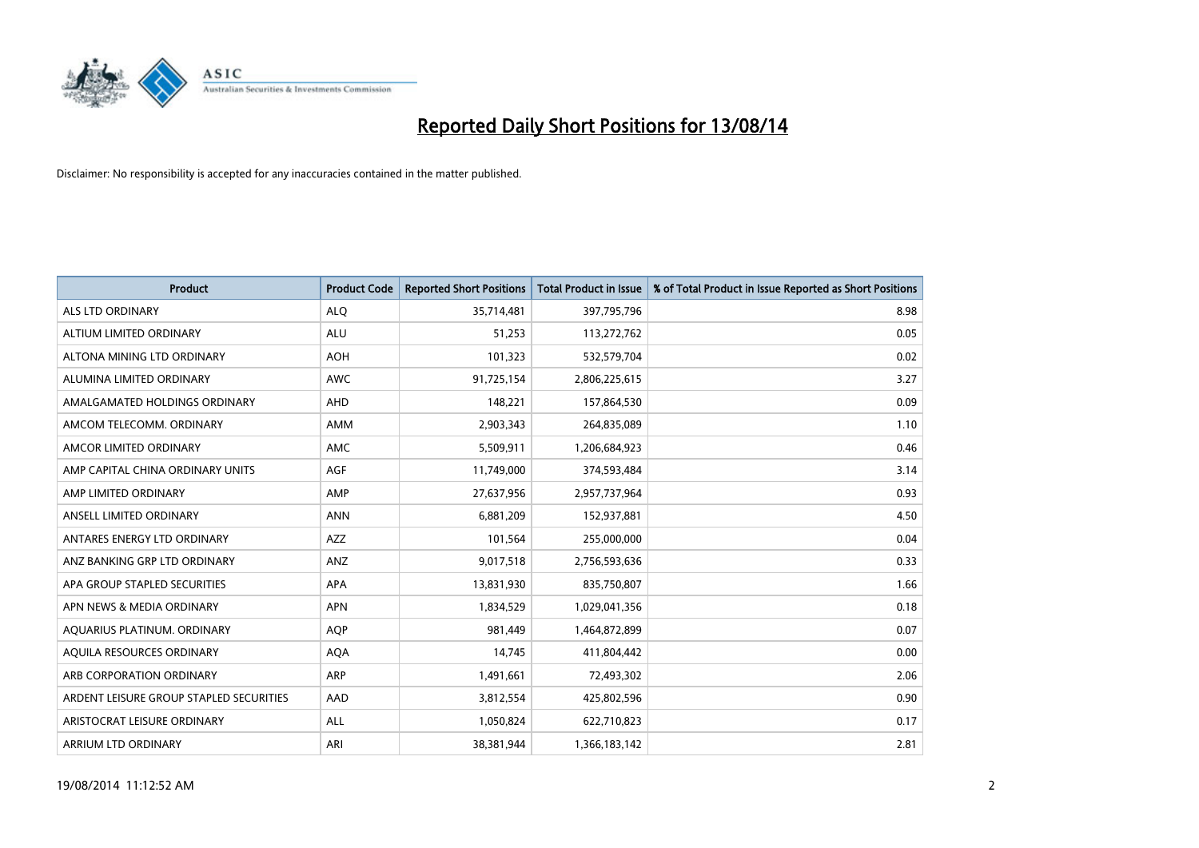# Reported Daily Short Positions for 13/08/14

Disclaimer: No responsibility is accepted for any inaccuracies contained in the matter published.

| Product | Product Code | Reported Short Positions | Total Product in Issue | % of Total Product in Issue Reported as Short Positions |
|---|---|---|---|---|
| ALS LTD ORDINARY | ALQ | 35,714,481 | 397,795,796 | 8.98 |
| ALTIUM LIMITED ORDINARY | ALU | 51,253 | 113,272,762 | 0.05 |
| ALTONA MINING LTD ORDINARY | AOH | 101,323 | 532,579,704 | 0.02 |
| ALUMINA LIMITED ORDINARY | AWC | 91,725,154 | 2,806,225,615 | 3.27 |
| AMALGAMATED HOLDINGS ORDINARY | AHD | 148,221 | 157,864,530 | 0.09 |
| AMCOM TELECOMM. ORDINARY | AMM | 2,903,343 | 264,835,089 | 1.10 |
| AMCOR LIMITED ORDINARY | AMC | 5,509,911 | 1,206,684,923 | 0.46 |
| AMP CAPITAL CHINA ORDINARY UNITS | AGF | 11,749,000 | 374,593,484 | 3.14 |
| AMP LIMITED ORDINARY | AMP | 27,637,956 | 2,957,737,964 | 0.93 |
| ANSELL LIMITED ORDINARY | ANN | 6,881,209 | 152,937,881 | 4.50 |
| ANTARES ENERGY LTD ORDINARY | AZZ | 101,564 | 255,000,000 | 0.04 |
| ANZ BANKING GRP LTD ORDINARY | ANZ | 9,017,518 | 2,756,593,636 | 0.33 |
| APA GROUP STAPLED SECURITIES | APA | 13,831,930 | 835,750,807 | 1.66 |
| APN NEWS & MEDIA ORDINARY | APN | 1,834,529 | 1,029,041,356 | 0.18 |
| AQUARIUS PLATINUM. ORDINARY | AQP | 981,449 | 1,464,872,899 | 0.07 |
| AQUILA RESOURCES ORDINARY | AQA | 14,745 | 411,804,442 | 0.00 |
| ARB CORPORATION ORDINARY | ARP | 1,491,661 | 72,493,302 | 2.06 |
| ARDENT LEISURE GROUP STAPLED SECURITIES | AAD | 3,812,554 | 425,802,596 | 0.90 |
| ARISTOCRAT LEISURE ORDINARY | ALL | 1,050,824 | 622,710,823 | 0.17 |
| ARRIUM LTD ORDINARY | ARI | 38,381,944 | 1,366,183,142 | 2.81 |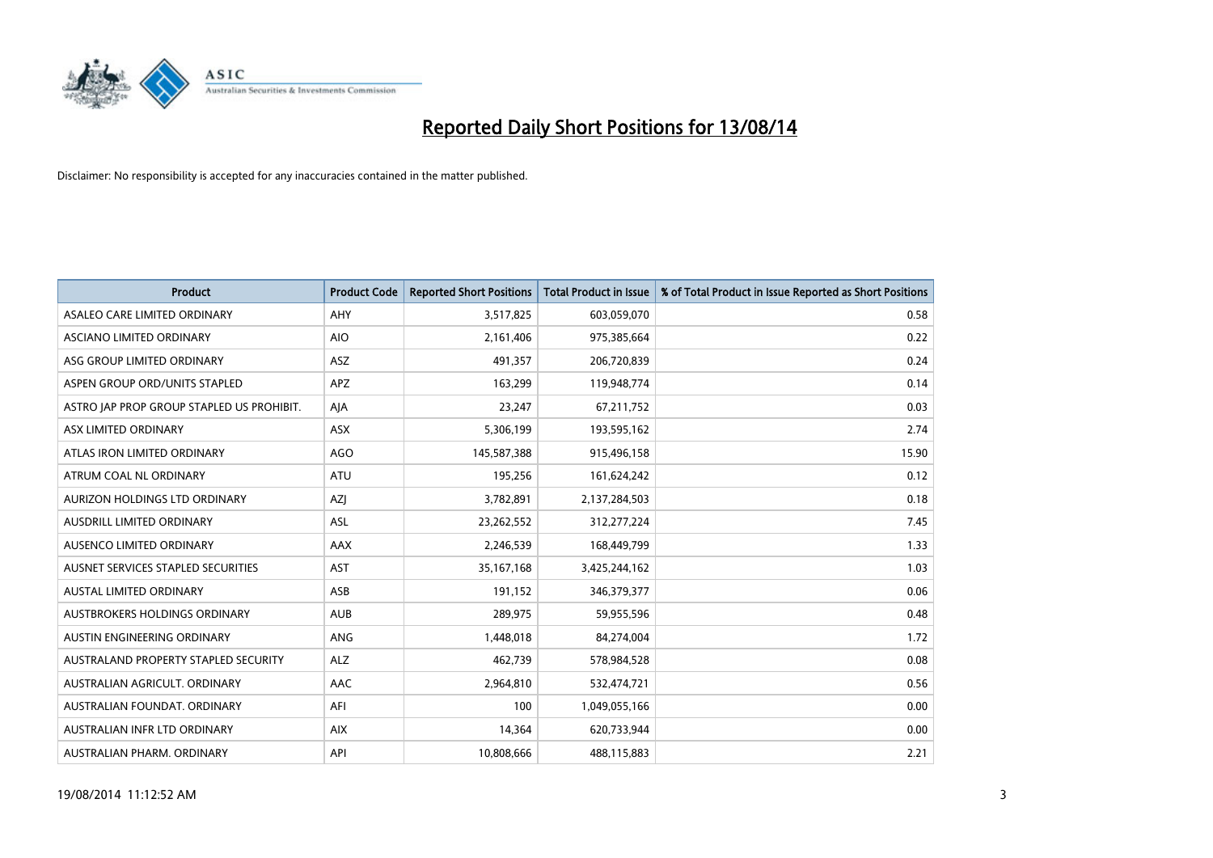# Reported Daily Short Positions for 13/08/14

Disclaimer: No responsibility is accepted for any inaccuracies contained in the matter published.

| Product | Product Code | Reported Short Positions | Total Product in Issue | % of Total Product in Issue Reported as Short Positions |
|---|---|---|---|---|
| ASALEO CARE LIMITED ORDINARY | AHY | 3,517,825 | 603,059,070 | 0.58 |
| ASCIANO LIMITED ORDINARY | AIO | 2,161,406 | 975,385,664 | 0.22 |
| ASG GROUP LIMITED ORDINARY | ASZ | 491,357 | 206,720,839 | 0.24 |
| ASPEN GROUP ORD/UNITS STAPLED | APZ | 163,299 | 119,948,774 | 0.14 |
| ASTRO JAP PROP GROUP STAPLED US PROHIBIT. | AJA | 23,247 | 67,211,752 | 0.03 |
| ASX LIMITED ORDINARY | ASX | 5,306,199 | 193,595,162 | 2.74 |
| ATLAS IRON LIMITED ORDINARY | AGO | 145,587,388 | 915,496,158 | 15.90 |
| ATRUM COAL NL ORDINARY | ATU | 195,256 | 161,624,242 | 0.12 |
| AURIZON HOLDINGS LTD ORDINARY | AZJ | 3,782,891 | 2,137,284,503 | 0.18 |
| AUSDRILL LIMITED ORDINARY | ASL | 23,262,552 | 312,277,224 | 7.45 |
| AUSENCO LIMITED ORDINARY | AAX | 2,246,539 | 168,449,799 | 1.33 |
| AUSNET SERVICES STAPLED SECURITIES | AST | 35,167,168 | 3,425,244,162 | 1.03 |
| AUSTAL LIMITED ORDINARY | ASB | 191,152 | 346,379,377 | 0.06 |
| AUSTBROKERS HOLDINGS ORDINARY | AUB | 289,975 | 59,955,596 | 0.48 |
| AUSTIN ENGINEERING ORDINARY | ANG | 1,448,018 | 84,274,004 | 1.72 |
| AUSTRALAND PROPERTY STAPLED SECURITY | ALZ | 462,739 | 578,984,528 | 0.08 |
| AUSTRALIAN AGRICULT. ORDINARY | AAC | 2,964,810 | 532,474,721 | 0.56 |
| AUSTRALIAN FOUNDAT. ORDINARY | AFI | 100 | 1,049,055,166 | 0.00 |
| AUSTRALIAN INFR LTD ORDINARY | AIX | 14,364 | 620,733,944 | 0.00 |
| AUSTRALIAN PHARM. ORDINARY | API | 10,808,666 | 488,115,883 | 2.21 |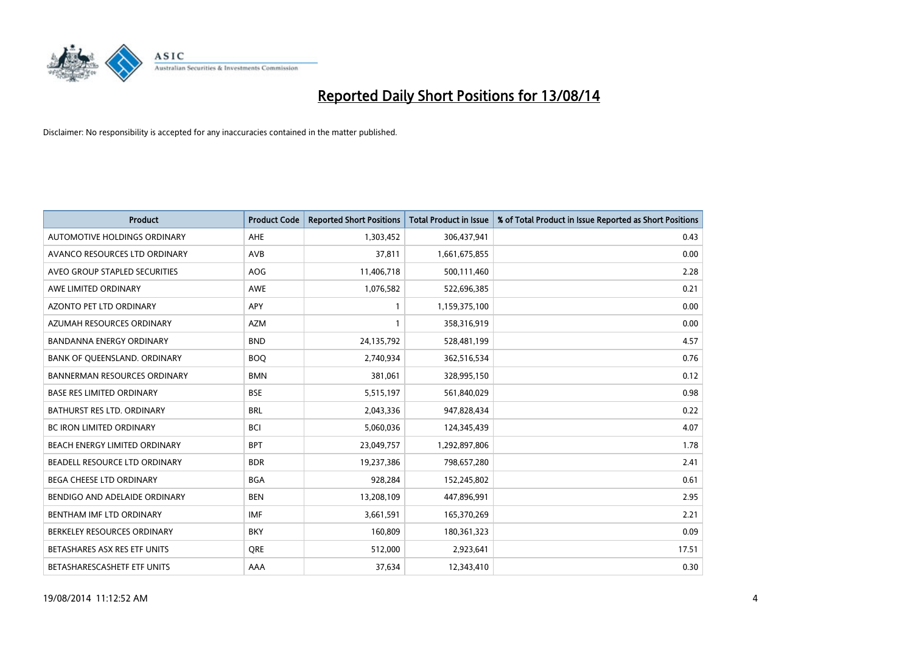# Reported Daily Short Positions for 13/08/14

Disclaimer: No responsibility is accepted for any inaccuracies contained in the matter published.

| Product | Product Code | Reported Short Positions | Total Product in Issue | % of Total Product in Issue Reported as Short Positions |
|---|---|---|---|---|
| AUTOMOTIVE HOLDINGS ORDINARY | AHE | 1,303,452 | 306,437,941 | 0.43 |
| AVANCO RESOURCES LTD ORDINARY | AVB | 37,811 | 1,661,675,855 | 0.00 |
| AVEO GROUP STAPLED SECURITIES | AOG | 11,406,718 | 500,111,460 | 2.28 |
| AWE LIMITED ORDINARY | AWE | 1,076,582 | 522,696,385 | 0.21 |
| AZONTO PET LTD ORDINARY | APY | 1 | 1,159,375,100 | 0.00 |
| AZUMAH RESOURCES ORDINARY | AZM | 1 | 358,316,919 | 0.00 |
| BANDANNA ENERGY ORDINARY | BND | 24,135,792 | 528,481,199 | 4.57 |
| BANK OF QUEENSLAND. ORDINARY | BOQ | 2,740,934 | 362,516,534 | 0.76 |
| BANNERMAN RESOURCES ORDINARY | BMN | 381,061 | 328,995,150 | 0.12 |
| BASE RES LIMITED ORDINARY | BSE | 5,515,197 | 561,840,029 | 0.98 |
| BATHURST RES LTD. ORDINARY | BRL | 2,043,336 | 947,828,434 | 0.22 |
| BC IRON LIMITED ORDINARY | BCI | 5,060,036 | 124,345,439 | 4.07 |
| BEACH ENERGY LIMITED ORDINARY | BPT | 23,049,757 | 1,292,897,806 | 1.78 |
| BEADELL RESOURCE LTD ORDINARY | BDR | 19,237,386 | 798,657,280 | 2.41 |
| BEGA CHEESE LTD ORDINARY | BGA | 928,284 | 152,245,802 | 0.61 |
| BENDIGO AND ADELAIDE ORDINARY | BEN | 13,208,109 | 447,896,991 | 2.95 |
| BENTHAM IMF LTD ORDINARY | IMF | 3,661,591 | 165,370,269 | 2.21 |
| BERKELEY RESOURCES ORDINARY | BKY | 160,809 | 180,361,323 | 0.09 |
| BETASHARES ASX RES ETF UNITS | QRE | 512,000 | 2,923,641 | 17.51 |
| BETASHARESCASHETF ETF UNITS | AAA | 37,634 | 12,343,410 | 0.30 |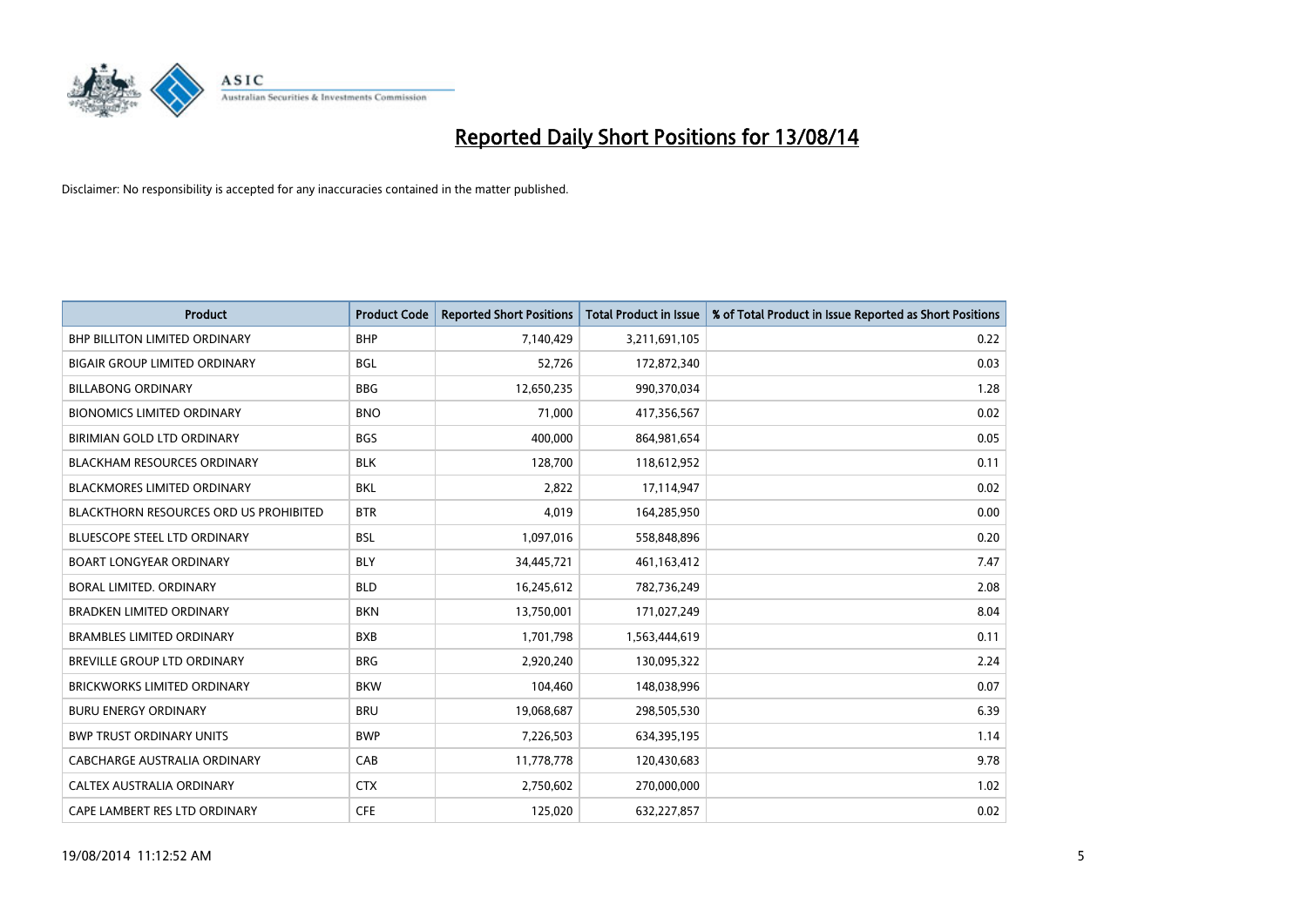# Reported Daily Short Positions for 13/08/14

Disclaimer: No responsibility is accepted for any inaccuracies contained in the matter published.

| Product | Product Code | Reported Short Positions | Total Product in Issue | % of Total Product in Issue Reported as Short Positions |
|---|---|---|---|---|
| BHP BILLITON LIMITED ORDINARY | BHP | 7,140,429 | 3,211,691,105 | 0.22 |
| BIGAIR GROUP LIMITED ORDINARY | BGL | 52,726 | 172,872,340 | 0.03 |
| BILLABONG ORDINARY | BBG | 12,650,235 | 990,370,034 | 1.28 |
| BIONOMICS LIMITED ORDINARY | BNO | 71,000 | 417,356,567 | 0.02 |
| BIRIMIAN GOLD LTD ORDINARY | BGS | 400,000 | 864,981,654 | 0.05 |
| BLACKHAM RESOURCES ORDINARY | BLK | 128,700 | 118,612,952 | 0.11 |
| BLACKMORES LIMITED ORDINARY | BKL | 2,822 | 17,114,947 | 0.02 |
| BLACKTHORN RESOURCES ORD US PROHIBITED | BTR | 4,019 | 164,285,950 | 0.00 |
| BLUESCOPE STEEL LTD ORDINARY | BSL | 1,097,016 | 558,848,896 | 0.20 |
| BOART LONGYEAR ORDINARY | BLY | 34,445,721 | 461,163,412 | 7.47 |
| BORAL LIMITED. ORDINARY | BLD | 16,245,612 | 782,736,249 | 2.08 |
| BRADKEN LIMITED ORDINARY | BKN | 13,750,001 | 171,027,249 | 8.04 |
| BRAMBLES LIMITED ORDINARY | BXB | 1,701,798 | 1,563,444,619 | 0.11 |
| BREVILLE GROUP LTD ORDINARY | BRG | 2,920,240 | 130,095,322 | 2.24 |
| BRICKWORKS LIMITED ORDINARY | BKW | 104,460 | 148,038,996 | 0.07 |
| BURU ENERGY ORDINARY | BRU | 19,068,687 | 298,505,530 | 6.39 |
| BWP TRUST ORDINARY UNITS | BWP | 7,226,503 | 634,395,195 | 1.14 |
| CABCHARGE AUSTRALIA ORDINARY | CAB | 11,778,778 | 120,430,683 | 9.78 |
| CALTEX AUSTRALIA ORDINARY | CTX | 2,750,602 | 270,000,000 | 1.02 |
| CAPE LAMBERT RES LTD ORDINARY | CFE | 125,020 | 632,227,857 | 0.02 |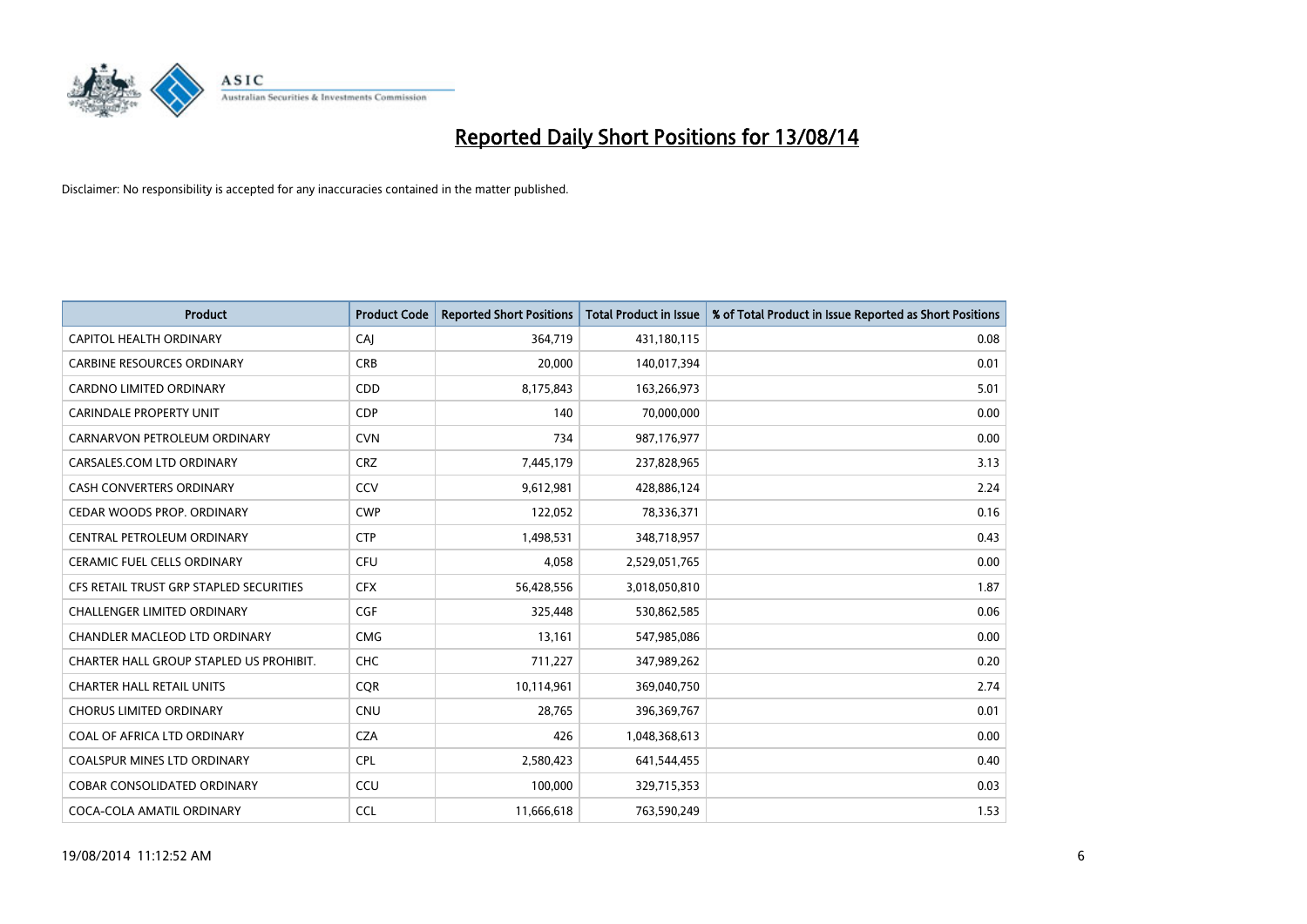# Reported Daily Short Positions for 13/08/14

Disclaimer: No responsibility is accepted for any inaccuracies contained in the matter published.

| Product | Product Code | Reported Short Positions | Total Product in Issue | % of Total Product in Issue Reported as Short Positions |
|---|---|---|---|---|
| CAPITOL HEALTH ORDINARY | CAJ | 364,719 | 431,180,115 | 0.08 |
| CARBINE RESOURCES ORDINARY | CRB | 20,000 | 140,017,394 | 0.01 |
| CARDNO LIMITED ORDINARY | CDD | 8,175,843 | 163,266,973 | 5.01 |
| CARINDALE PROPERTY UNIT | CDP | 140 | 70,000,000 | 0.00 |
| CARNARVON PETROLEUM ORDINARY | CVN | 734 | 987,176,977 | 0.00 |
| CARSALES.COM LTD ORDINARY | CRZ | 7,445,179 | 237,828,965 | 3.13 |
| CASH CONVERTERS ORDINARY | CCV | 9,612,981 | 428,886,124 | 2.24 |
| CEDAR WOODS PROP. ORDINARY | CWP | 122,052 | 78,336,371 | 0.16 |
| CENTRAL PETROLEUM ORDINARY | CTP | 1,498,531 | 348,718,957 | 0.43 |
| CERAMIC FUEL CELLS ORDINARY | CFU | 4,058 | 2,529,051,765 | 0.00 |
| CFS RETAIL TRUST GRP STAPLED SECURITIES | CFX | 56,428,556 | 3,018,050,810 | 1.87 |
| CHALLENGER LIMITED ORDINARY | CGF | 325,448 | 530,862,585 | 0.06 |
| CHANDLER MACLEOD LTD ORDINARY | CMG | 13,161 | 547,985,086 | 0.00 |
| CHARTER HALL GROUP STAPLED US PROHIBIT. | CHC | 711,227 | 347,989,262 | 0.20 |
| CHARTER HALL RETAIL UNITS | CQR | 10,114,961 | 369,040,750 | 2.74 |
| CHORUS LIMITED ORDINARY | CNU | 28,765 | 396,369,767 | 0.01 |
| COAL OF AFRICA LTD ORDINARY | CZA | 426 | 1,048,368,613 | 0.00 |
| COALSPUR MINES LTD ORDINARY | CPL | 2,580,423 | 641,544,455 | 0.40 |
| COBAR CONSOLIDATED ORDINARY | CCU | 100,000 | 329,715,353 | 0.03 |
| COCA-COLA AMATIL ORDINARY | CCL | 11,666,618 | 763,590,249 | 1.53 |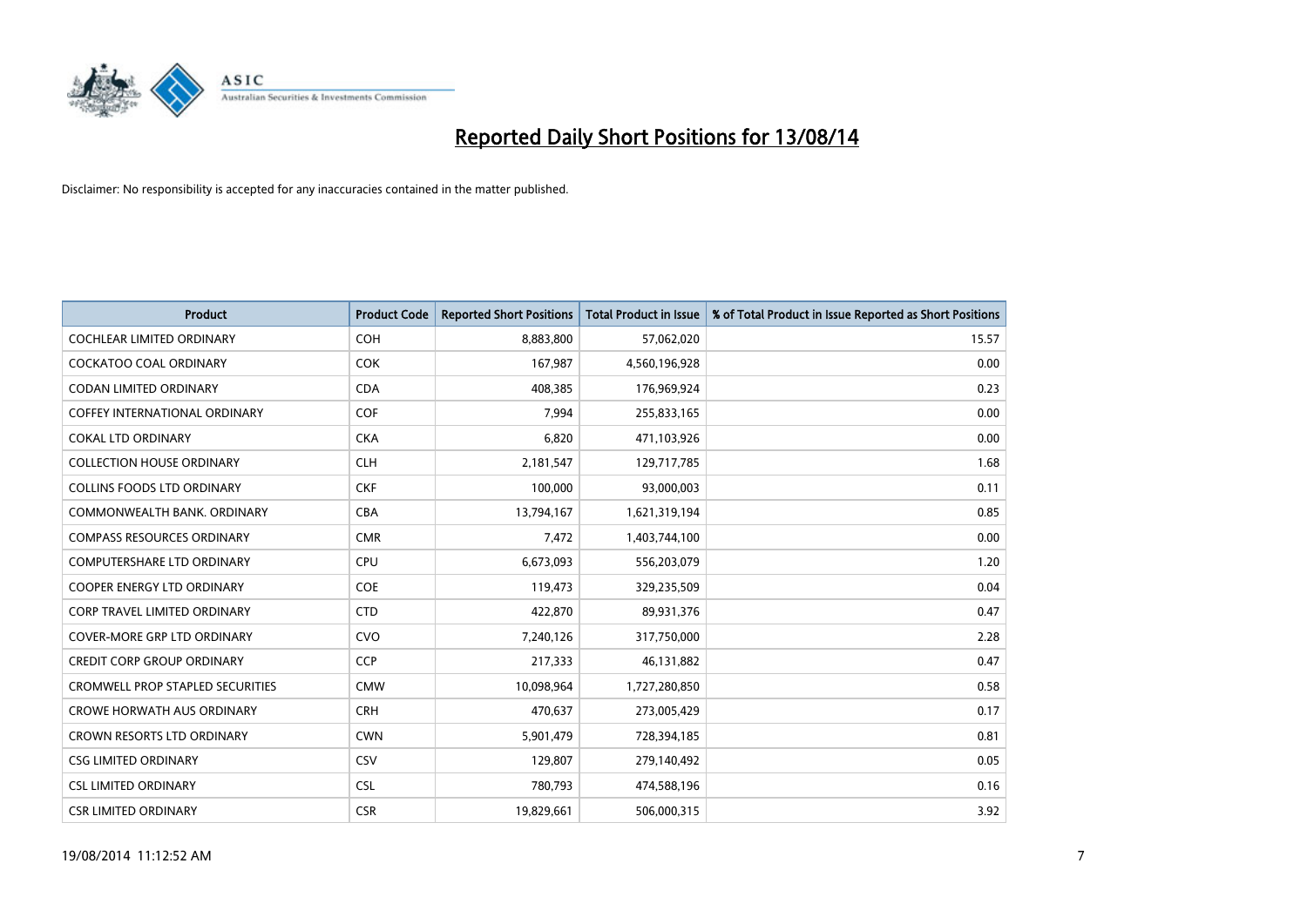# Reported Daily Short Positions for 13/08/14

Disclaimer: No responsibility is accepted for any inaccuracies contained in the matter published.

| Product | Product Code | Reported Short Positions | Total Product in Issue | % of Total Product in Issue Reported as Short Positions |
|---|---|---|---|---|
| COCHLEAR LIMITED ORDINARY | COH | 8,883,800 | 57,062,020 | 15.57 |
| COCKATOO COAL ORDINARY | COK | 167,987 | 4,560,196,928 | 0.00 |
| CODAN LIMITED ORDINARY | CDA | 408,385 | 176,969,924 | 0.23 |
| COFFEY INTERNATIONAL ORDINARY | COF | 7,994 | 255,833,165 | 0.00 |
| COKAL LTD ORDINARY | CKA | 6,820 | 471,103,926 | 0.00 |
| COLLECTION HOUSE ORDINARY | CLH | 2,181,547 | 129,717,785 | 1.68 |
| COLLINS FOODS LTD ORDINARY | CKF | 100,000 | 93,000,003 | 0.11 |
| COMMONWEALTH BANK. ORDINARY | CBA | 13,794,167 | 1,621,319,194 | 0.85 |
| COMPASS RESOURCES ORDINARY | CMR | 7,472 | 1,403,744,100 | 0.00 |
| COMPUTERSHARE LTD ORDINARY | CPU | 6,673,093 | 556,203,079 | 1.20 |
| COOPER ENERGY LTD ORDINARY | COE | 119,473 | 329,235,509 | 0.04 |
| CORP TRAVEL LIMITED ORDINARY | CTD | 422,870 | 89,931,376 | 0.47 |
| COVER-MORE GRP LTD ORDINARY | CVO | 7,240,126 | 317,750,000 | 2.28 |
| CREDIT CORP GROUP ORDINARY | CCP | 217,333 | 46,131,882 | 0.47 |
| CROMWELL PROP STAPLED SECURITIES | CMW | 10,098,964 | 1,727,280,850 | 0.58 |
| CROWE HORWATH AUS ORDINARY | CRH | 470,637 | 273,005,429 | 0.17 |
| CROWN RESORTS LTD ORDINARY | CWN | 5,901,479 | 728,394,185 | 0.81 |
| CSG LIMITED ORDINARY | CSV | 129,807 | 279,140,492 | 0.05 |
| CSL LIMITED ORDINARY | CSL | 780,793 | 474,588,196 | 0.16 |
| CSR LIMITED ORDINARY | CSR | 19,829,661 | 506,000,315 | 3.92 |

19/08/2014 11:12:52 AM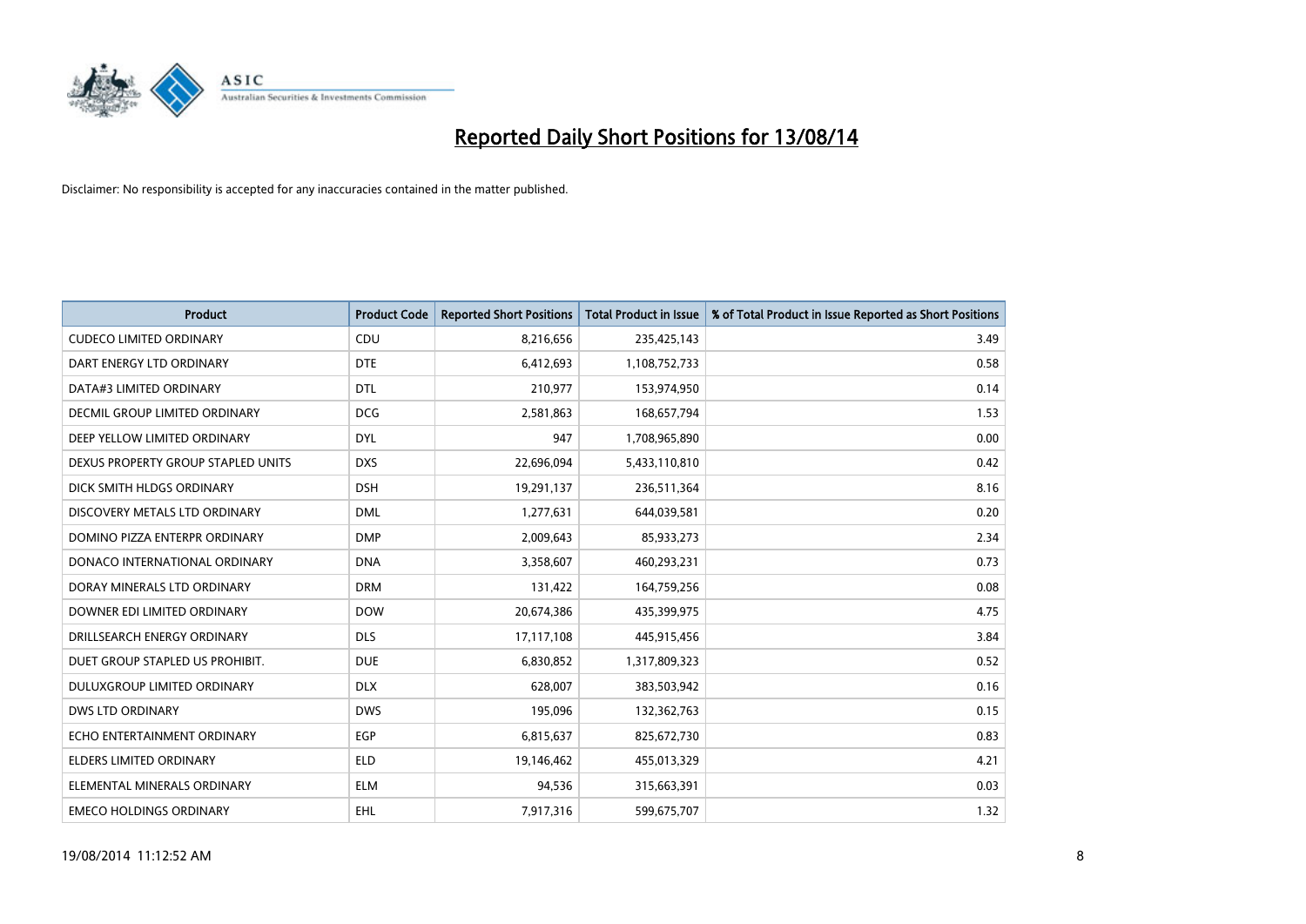# Reported Daily Short Positions for 13/08/14

Disclaimer: No responsibility is accepted for any inaccuracies contained in the matter published.

| Product | Product Code | Reported Short Positions | Total Product in Issue | % of Total Product in Issue Reported as Short Positions |
|---|---|---|---|---|
| CUDECO LIMITED ORDINARY | CDU | 8,216,656 | 235,425,143 | 3.49 |
| DART ENERGY LTD ORDINARY | DTE | 6,412,693 | 1,108,752,733 | 0.58 |
| DATA#3 LIMITED ORDINARY | DTL | 210,977 | 153,974,950 | 0.14 |
| DECMIL GROUP LIMITED ORDINARY | DCG | 2,581,863 | 168,657,794 | 1.53 |
| DEEP YELLOW LIMITED ORDINARY | DYL | 947 | 1,708,965,890 | 0.00 |
| DEXUS PROPERTY GROUP STAPLED UNITS | DXS | 22,696,094 | 5,433,110,810 | 0.42 |
| DICK SMITH HLDGS ORDINARY | DSH | 19,291,137 | 236,511,364 | 8.16 |
| DISCOVERY METALS LTD ORDINARY | DML | 1,277,631 | 644,039,581 | 0.20 |
| DOMINO PIZZA ENTERPR ORDINARY | DMP | 2,009,643 | 85,933,273 | 2.34 |
| DONACO INTERNATIONAL ORDINARY | DNA | 3,358,607 | 460,293,231 | 0.73 |
| DORAY MINERALS LTD ORDINARY | DRM | 131,422 | 164,759,256 | 0.08 |
| DOWNER EDI LIMITED ORDINARY | DOW | 20,674,386 | 435,399,975 | 4.75 |
| DRILLSEARCH ENERGY ORDINARY | DLS | 17,117,108 | 445,915,456 | 3.84 |
| DUET GROUP STAPLED US PROHIBIT. | DUE | 6,830,852 | 1,317,809,323 | 0.52 |
| DULUXGROUP LIMITED ORDINARY | DLX | 628,007 | 383,503,942 | 0.16 |
| DWS LTD ORDINARY | DWS | 195,096 | 132,362,763 | 0.15 |
| ECHO ENTERTAINMENT ORDINARY | EGP | 6,815,637 | 825,672,730 | 0.83 |
| ELDERS LIMITED ORDINARY | ELD | 19,146,462 | 455,013,329 | 4.21 |
| ELEMENTAL MINERALS ORDINARY | ELM | 94,536 | 315,663,391 | 0.03 |
| EMECO HOLDINGS ORDINARY | EHL | 7,917,316 | 599,675,707 | 1.32 |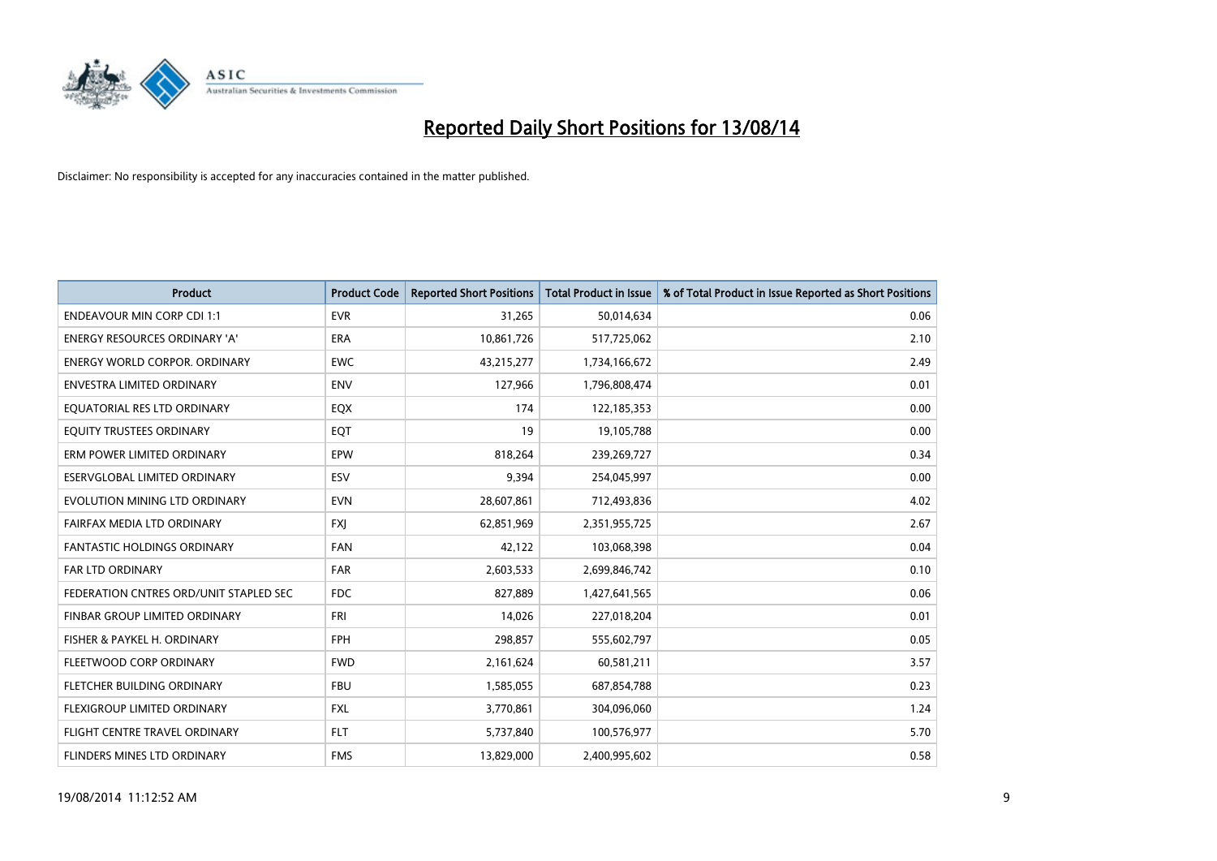# Reported Daily Short Positions for 13/08/14

Disclaimer: No responsibility is accepted for any inaccuracies contained in the matter published.

| Product | Product Code | Reported Short Positions | Total Product in Issue | % of Total Product in Issue Reported as Short Positions |
|---|---|---|---|---|
| ENDEAVOUR MIN CORP CDI 1:1 | EVR | 31,265 | 50,014,634 | 0.06 |
| ENERGY RESOURCES ORDINARY 'A' | ERA | 10,861,726 | 517,725,062 | 2.10 |
| ENERGY WORLD CORPOR. ORDINARY | EWC | 43,215,277 | 1,734,166,672 | 2.49 |
| ENVESTRA LIMITED ORDINARY | ENV | 127,966 | 1,796,808,474 | 0.01 |
| EQUATORIAL RES LTD ORDINARY | EQX | 174 | 122,185,353 | 0.00 |
| EQUITY TRUSTEES ORDINARY | EQT | 19 | 19,105,788 | 0.00 |
| ERM POWER LIMITED ORDINARY | EPW | 818,264 | 239,269,727 | 0.34 |
| ESERVGLOBAL LIMITED ORDINARY | ESV | 9,394 | 254,045,997 | 0.00 |
| EVOLUTION MINING LTD ORDINARY | EVN | 28,607,861 | 712,493,836 | 4.02 |
| FAIRFAX MEDIA LTD ORDINARY | FXJ | 62,851,969 | 2,351,955,725 | 2.67 |
| FANTASTIC HOLDINGS ORDINARY | FAN | 42,122 | 103,068,398 | 0.04 |
| FAR LTD ORDINARY | FAR | 2,603,533 | 2,699,846,742 | 0.10 |
| FEDERATION CNTRES ORD/UNIT STAPLED SEC | FDC | 827,889 | 1,427,641,565 | 0.06 |
| FINBAR GROUP LIMITED ORDINARY | FRI | 14,026 | 227,018,204 | 0.01 |
| FISHER & PAYKEL H. ORDINARY | FPH | 298,857 | 555,602,797 | 0.05 |
| FLEETWOOD CORP ORDINARY | FWD | 2,161,624 | 60,581,211 | 3.57 |
| FLETCHER BUILDING ORDINARY | FBU | 1,585,055 | 687,854,788 | 0.23 |
| FLEXIGROUP LIMITED ORDINARY | FXL | 3,770,861 | 304,096,060 | 1.24 |
| FLIGHT CENTRE TRAVEL ORDINARY | FLT | 5,737,840 | 100,576,977 | 5.70 |
| FLINDERS MINES LTD ORDINARY | FMS | 13,829,000 | 2,400,995,602 | 0.58 |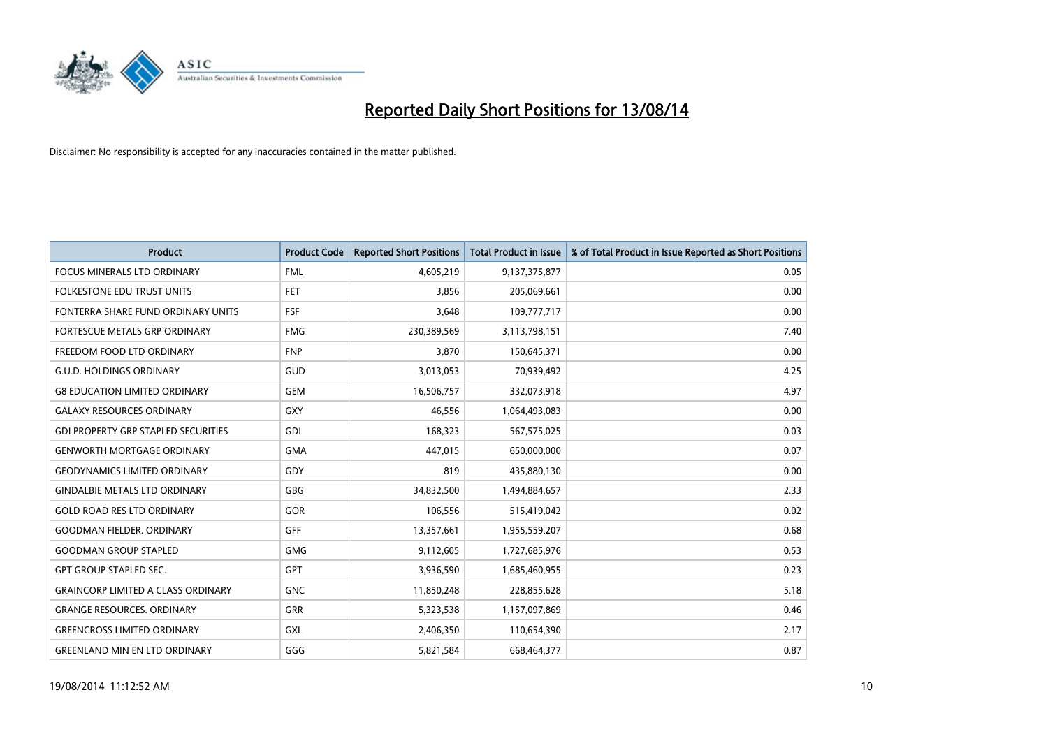# Reported Daily Short Positions for 13/08/14

Disclaimer: No responsibility is accepted for any inaccuracies contained in the matter published.

| Product | Product Code | Reported Short Positions | Total Product in Issue | % of Total Product in Issue Reported as Short Positions |
|---|---|---|---|---|
| FOCUS MINERALS LTD ORDINARY | FML | 4,605,219 | 9,137,375,877 | 0.05 |
| FOLKESTONE EDU TRUST UNITS | FET | 3,856 | 205,069,661 | 0.00 |
| FONTERRA SHARE FUND ORDINARY UNITS | FSF | 3,648 | 109,777,717 | 0.00 |
| FORTESCUE METALS GRP ORDINARY | FMG | 230,389,569 | 3,113,798,151 | 7.40 |
| FREEDOM FOOD LTD ORDINARY | FNP | 3,870 | 150,645,371 | 0.00 |
| G.U.D. HOLDINGS ORDINARY | GUD | 3,013,053 | 70,939,492 | 4.25 |
| G8 EDUCATION LIMITED ORDINARY | GEM | 16,506,757 | 332,073,918 | 4.97 |
| GALAXY RESOURCES ORDINARY | GXY | 46,556 | 1,064,493,083 | 0.00 |
| GDI PROPERTY GRP STAPLED SECURITIES | GDI | 168,323 | 567,575,025 | 0.03 |
| GENWORTH MORTGAGE ORDINARY | GMA | 447,015 | 650,000,000 | 0.07 |
| GEODYNAMICS LIMITED ORDINARY | GDY | 819 | 435,880,130 | 0.00 |
| GINDALBIE METALS LTD ORDINARY | GBG | 34,832,500 | 1,494,884,657 | 2.33 |
| GOLD ROAD RES LTD ORDINARY | GOR | 106,556 | 515,419,042 | 0.02 |
| GOODMAN FIELDER. ORDINARY | GFF | 13,357,661 | 1,955,559,207 | 0.68 |
| GOODMAN GROUP STAPLED | GMG | 9,112,605 | 1,727,685,976 | 0.53 |
| GPT GROUP STAPLED SEC. | GPT | 3,936,590 | 1,685,460,955 | 0.23 |
| GRAINCORP LIMITED A CLASS ORDINARY | GNC | 11,850,248 | 228,855,628 | 5.18 |
| GRANGE RESOURCES. ORDINARY | GRR | 5,323,538 | 1,157,097,869 | 0.46 |
| GREENCROSS LIMITED ORDINARY | GXL | 2,406,350 | 110,654,390 | 2.17 |
| GREENLAND MIN EN LTD ORDINARY | GGG | 5,821,584 | 668,464,377 | 0.87 |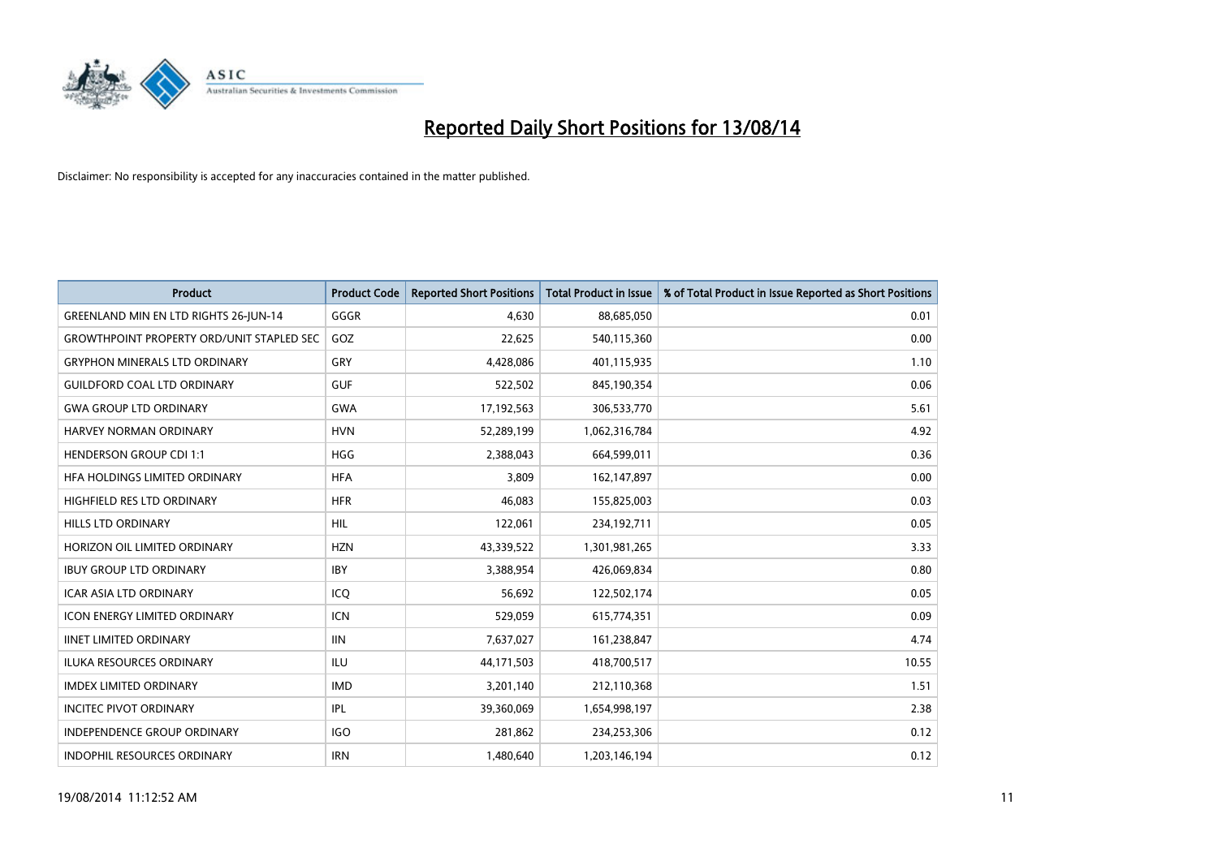# Reported Daily Short Positions for 13/08/14

Disclaimer: No responsibility is accepted for any inaccuracies contained in the matter published.

| Product | Product Code | Reported Short Positions | Total Product in Issue | % of Total Product in Issue Reported as Short Positions |
| --- | --- | --- | --- | --- |
| GREENLAND MIN EN LTD RIGHTS 26-JUN-14 | GGGR | 4,630 | 88,685,050 | 0.01 |
| GROWTHPOINT PROPERTY ORD/UNIT STAPLED SEC | GOZ | 22,625 | 540,115,360 | 0.00 |
| GRYPHON MINERALS LTD ORDINARY | GRY | 4,428,086 | 401,115,935 | 1.10 |
| GUILDFORD COAL LTD ORDINARY | GUF | 522,502 | 845,190,354 | 0.06 |
| GWA GROUP LTD ORDINARY | GWA | 17,192,563 | 306,533,770 | 5.61 |
| HARVEY NORMAN ORDINARY | HVN | 52,289,199 | 1,062,316,784 | 4.92 |
| HENDERSON GROUP CDI 1:1 | HGG | 2,388,043 | 664,599,011 | 0.36 |
| HFA HOLDINGS LIMITED ORDINARY | HFA | 3,809 | 162,147,897 | 0.00 |
| HIGHFIELD RES LTD ORDINARY | HFR | 46,083 | 155,825,003 | 0.03 |
| HILLS LTD ORDINARY | HIL | 122,061 | 234,192,711 | 0.05 |
| HORIZON OIL LIMITED ORDINARY | HZN | 43,339,522 | 1,301,981,265 | 3.33 |
| IBUY GROUP LTD ORDINARY | IBY | 3,388,954 | 426,069,834 | 0.80 |
| ICAR ASIA LTD ORDINARY | ICQ | 56,692 | 122,502,174 | 0.05 |
| ICON ENERGY LIMITED ORDINARY | ICN | 529,059 | 615,774,351 | 0.09 |
| IINET LIMITED ORDINARY | IIN | 7,637,027 | 161,238,847 | 4.74 |
| ILUKA RESOURCES ORDINARY | ILU | 44,171,503 | 418,700,517 | 10.55 |
| IMDEX LIMITED ORDINARY | IMD | 3,201,140 | 212,110,368 | 1.51 |
| INCITEC PIVOT ORDINARY | IPL | 39,360,069 | 1,654,998,197 | 2.38 |
| INDEPENDENCE GROUP ORDINARY | IGO | 281,862 | 234,253,306 | 0.12 |
| INDOPHIL RESOURCES ORDINARY | IRN | 1,480,640 | 1,203,146,194 | 0.12 |

19/08/2014 11:12:52 AM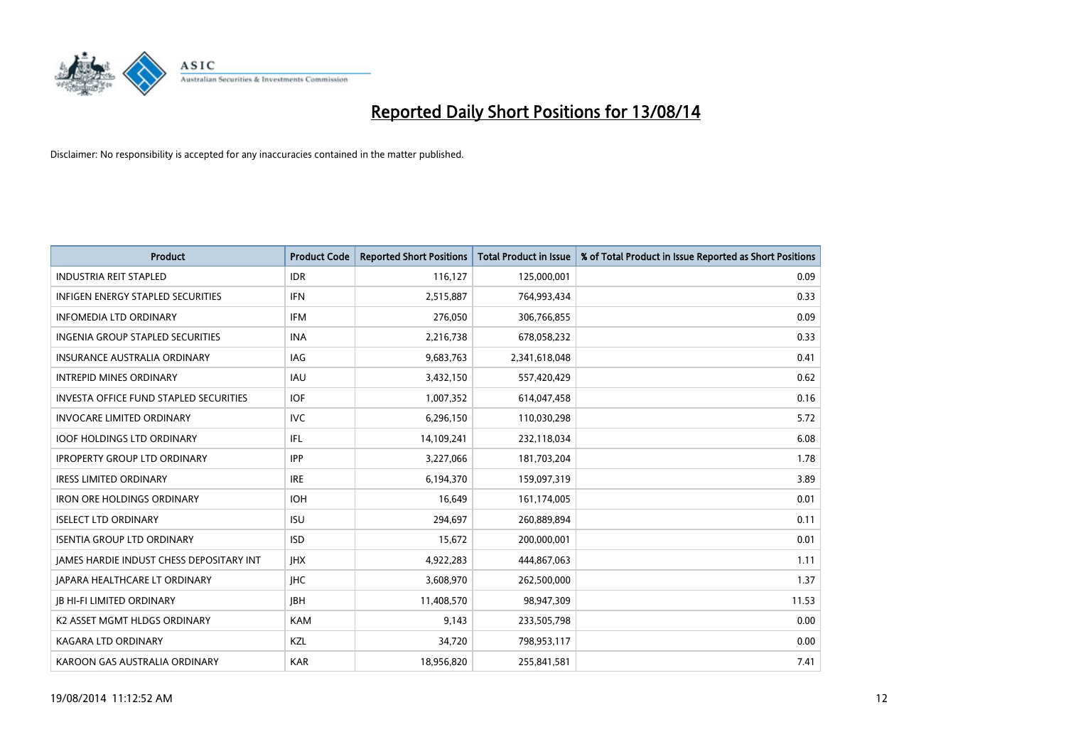# Reported Daily Short Positions for 13/08/14

Disclaimer: No responsibility is accepted for any inaccuracies contained in the matter published.

| Product | Product Code | Reported Short Positions | Total Product in Issue | % of Total Product in Issue Reported as Short Positions |
|---|---|---|---|---|
| INDUSTRIA REIT STAPLED | IDR | 116,127 | 125,000,001 | 0.09 |
| INFIGEN ENERGY STAPLED SECURITIES | IFN | 2,515,887 | 764,993,434 | 0.33 |
| INFOMEDIA LTD ORDINARY | IFM | 276,050 | 306,766,855 | 0.09 |
| INGENIA GROUP STAPLED SECURITIES | INA | 2,216,738 | 678,058,232 | 0.33 |
| INSURANCE AUSTRALIA ORDINARY | IAG | 9,683,763 | 2,341,618,048 | 0.41 |
| INTREPID MINES ORDINARY | IAU | 3,432,150 | 557,420,429 | 0.62 |
| INVESTA OFFICE FUND STAPLED SECURITIES | IOF | 1,007,352 | 614,047,458 | 0.16 |
| INVOCARE LIMITED ORDINARY | IVC | 6,296,150 | 110,030,298 | 5.72 |
| IOOF HOLDINGS LTD ORDINARY | IFL | 14,109,241 | 232,118,034 | 6.08 |
| IPROPERTY GROUP LTD ORDINARY | IPP | 3,227,066 | 181,703,204 | 1.78 |
| IRESS LIMITED ORDINARY | IRE | 6,194,370 | 159,097,319 | 3.89 |
| IRON ORE HOLDINGS ORDINARY | IOH | 16,649 | 161,174,005 | 0.01 |
| ISELECT LTD ORDINARY | ISU | 294,697 | 260,889,894 | 0.11 |
| ISENTIA GROUP LTD ORDINARY | ISD | 15,672 | 200,000,001 | 0.01 |
| JAMES HARDIE INDUST CHESS DEPOSITARY INT | JHX | 4,922,283 | 444,867,063 | 1.11 |
| JAPARA HEALTHCARE LT ORDINARY | JHC | 3,608,970 | 262,500,000 | 1.37 |
| JB HI-FI LIMITED ORDINARY | JBH | 11,408,570 | 98,947,309 | 11.53 |
| K2 ASSET MGMT HLDGS ORDINARY | KAM | 9,143 | 233,505,798 | 0.00 |
| KAGARA LTD ORDINARY | KZL | 34,720 | 798,953,117 | 0.00 |
| KAROON GAS AUSTRALIA ORDINARY | KAR | 18,956,820 | 255,841,581 | 7.41 |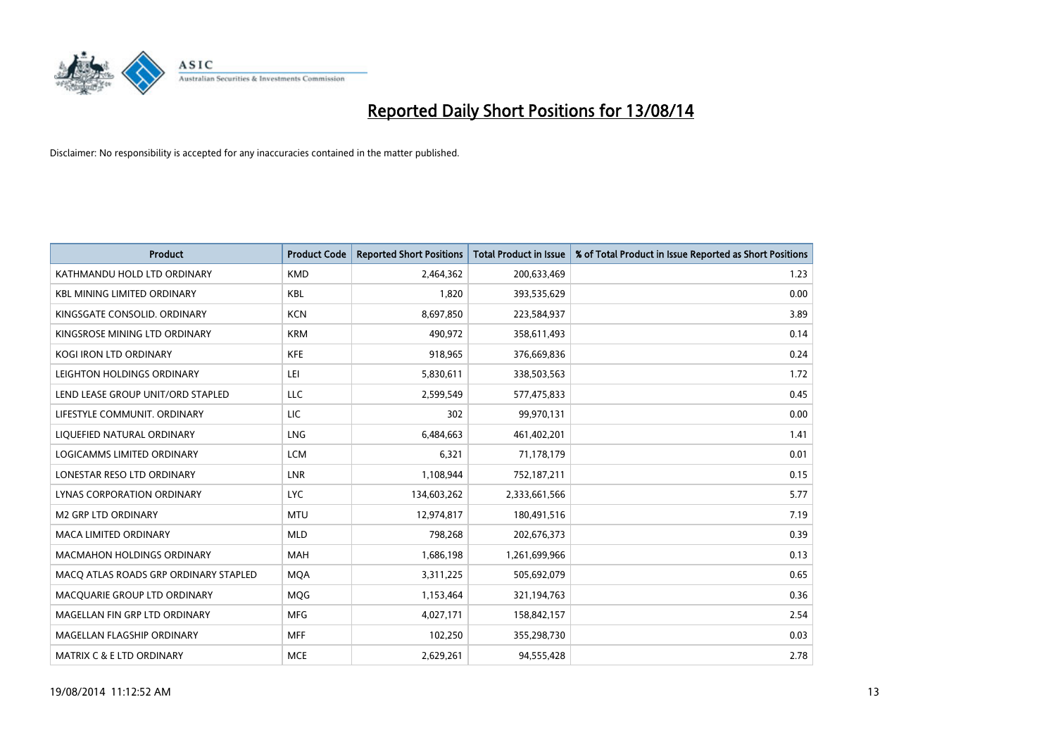# Reported Daily Short Positions for 13/08/14

Disclaimer: No responsibility is accepted for any inaccuracies contained in the matter published.

| Product | Product Code | Reported Short Positions | Total Product in Issue | % of Total Product in Issue Reported as Short Positions |
|---|---|---|---|---|
| KATHMANDU HOLD LTD ORDINARY | KMD | 2,464,362 | 200,633,469 | 1.23 |
| KBL MINING LIMITED ORDINARY | KBL | 1,820 | 393,535,629 | 0.00 |
| KINGSGATE CONSOLID. ORDINARY | KCN | 8,697,850 | 223,584,937 | 3.89 |
| KINGSROSE MINING LTD ORDINARY | KRM | 490,972 | 358,611,493 | 0.14 |
| KOGI IRON LTD ORDINARY | KFE | 918,965 | 376,669,836 | 0.24 |
| LEIGHTON HOLDINGS ORDINARY | LEI | 5,830,611 | 338,503,563 | 1.72 |
| LEND LEASE GROUP UNIT/ORD STAPLED | LLC | 2,599,549 | 577,475,833 | 0.45 |
| LIFESTYLE COMMUNIT. ORDINARY | LIC | 302 | 99,970,131 | 0.00 |
| LIQUEFIED NATURAL ORDINARY | LNG | 6,484,663 | 461,402,201 | 1.41 |
| LOGICAMMS LIMITED ORDINARY | LCM | 6,321 | 71,178,179 | 0.01 |
| LONESTAR RESO LTD ORDINARY | LNR | 1,108,944 | 752,187,211 | 0.15 |
| LYNAS CORPORATION ORDINARY | LYC | 134,603,262 | 2,333,661,566 | 5.77 |
| M2 GRP LTD ORDINARY | MTU | 12,974,817 | 180,491,516 | 7.19 |
| MACA LIMITED ORDINARY | MLD | 798,268 | 202,676,373 | 0.39 |
| MACMAHON HOLDINGS ORDINARY | MAH | 1,686,198 | 1,261,699,966 | 0.13 |
| MACQ ATLAS ROADS GRP ORDINARY STAPLED | MQA | 3,311,225 | 505,692,079 | 0.65 |
| MACQUARIE GROUP LTD ORDINARY | MQG | 1,153,464 | 321,194,763 | 0.36 |
| MAGELLAN FIN GRP LTD ORDINARY | MFG | 4,027,171 | 158,842,157 | 2.54 |
| MAGELLAN FLAGSHIP ORDINARY | MFF | 102,250 | 355,298,730 | 0.03 |
| MATRIX C & E LTD ORDINARY | MCE | 2,629,261 | 94,555,428 | 2.78 |

19/08/2014 11:12:52 AM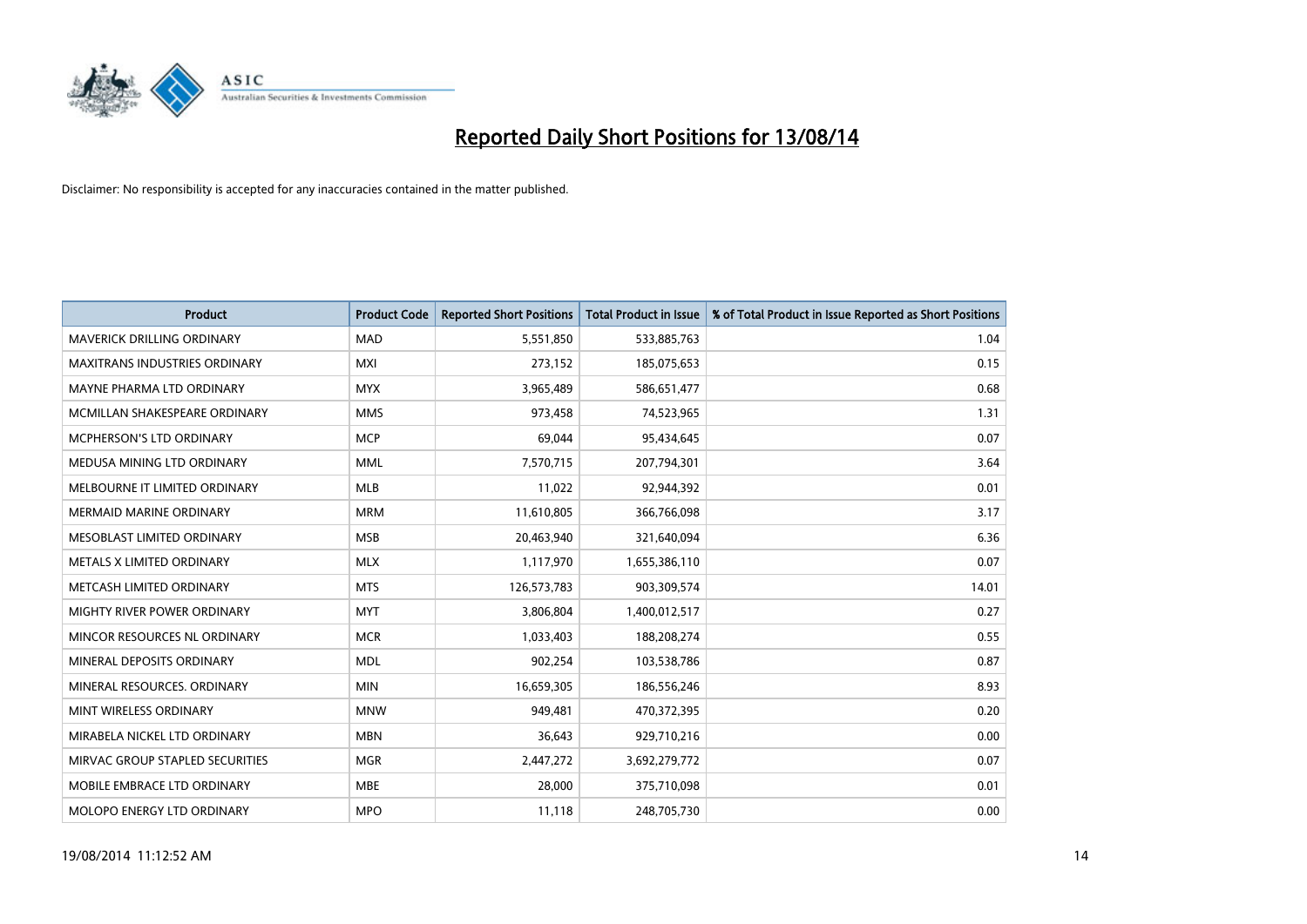# Reported Daily Short Positions for 13/08/14

Disclaimer: No responsibility is accepted for any inaccuracies contained in the matter published.

| Product | Product Code | Reported Short Positions | Total Product in Issue | % of Total Product in Issue Reported as Short Positions |
|---|---|---|---|---|
| MAVERICK DRILLING ORDINARY | MAD | 5,551,850 | 533,885,763 | 1.04 |
| MAXITRANS INDUSTRIES ORDINARY | MXI | 273,152 | 185,075,653 | 0.15 |
| MAYNE PHARMA LTD ORDINARY | MYX | 3,965,489 | 586,651,477 | 0.68 |
| MCMILLAN SHAKESPEARE ORDINARY | MMS | 973,458 | 74,523,965 | 1.31 |
| MCPHERSON'S LTD ORDINARY | MCP | 69,044 | 95,434,645 | 0.07 |
| MEDUSA MINING LTD ORDINARY | MML | 7,570,715 | 207,794,301 | 3.64 |
| MELBOURNE IT LIMITED ORDINARY | MLB | 11,022 | 92,944,392 | 0.01 |
| MERMAID MARINE ORDINARY | MRM | 11,610,805 | 366,766,098 | 3.17 |
| MESOBLAST LIMITED ORDINARY | MSB | 20,463,940 | 321,640,094 | 6.36 |
| METALS X LIMITED ORDINARY | MLX | 1,117,970 | 1,655,386,110 | 0.07 |
| METCASH LIMITED ORDINARY | MTS | 126,573,783 | 903,309,574 | 14.01 |
| MIGHTY RIVER POWER ORDINARY | MYT | 3,806,804 | 1,400,012,517 | 0.27 |
| MINCOR RESOURCES NL ORDINARY | MCR | 1,033,403 | 188,208,274 | 0.55 |
| MINERAL DEPOSITS ORDINARY | MDL | 902,254 | 103,538,786 | 0.87 |
| MINERAL RESOURCES. ORDINARY | MIN | 16,659,305 | 186,556,246 | 8.93 |
| MINT WIRELESS ORDINARY | MNW | 949,481 | 470,372,395 | 0.20 |
| MIRABELA NICKEL LTD ORDINARY | MBN | 36,643 | 929,710,216 | 0.00 |
| MIRVAC GROUP STAPLED SECURITIES | MGR | 2,447,272 | 3,692,279,772 | 0.07 |
| MOBILE EMBRACE LTD ORDINARY | MBE | 28,000 | 375,710,098 | 0.01 |
| MOLOPO ENERGY LTD ORDINARY | MPO | 11,118 | 248,705,730 | 0.00 |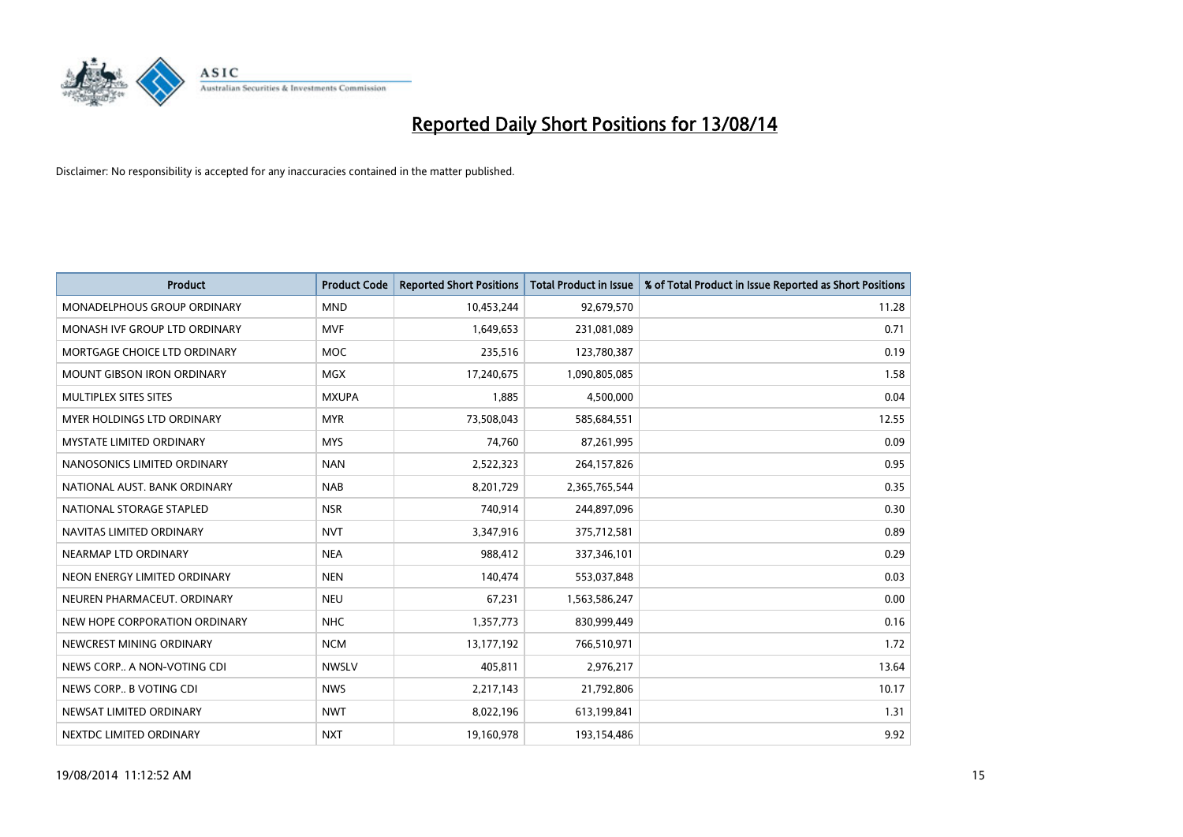# Reported Daily Short Positions for 13/08/14

Disclaimer: No responsibility is accepted for any inaccuracies contained in the matter published.

| Product | Product Code | Reported Short Positions | Total Product in Issue | % of Total Product in Issue Reported as Short Positions |
|---|---|---|---|---|
| MONADELPHOUS GROUP ORDINARY | MND | 10,453,244 | 92,679,570 | 11.28 |
| MONASH IVF GROUP LTD ORDINARY | MVF | 1,649,653 | 231,081,089 | 0.71 |
| MORTGAGE CHOICE LTD ORDINARY | MOC | 235,516 | 123,780,387 | 0.19 |
| MOUNT GIBSON IRON ORDINARY | MGX | 17,240,675 | 1,090,805,085 | 1.58 |
| MULTIPLEX SITES SITES | MXUPA | 1,885 | 4,500,000 | 0.04 |
| MYER HOLDINGS LTD ORDINARY | MYR | 73,508,043 | 585,684,551 | 12.55 |
| MYSTATE LIMITED ORDINARY | MYS | 74,760 | 87,261,995 | 0.09 |
| NANOSONICS LIMITED ORDINARY | NAN | 2,522,323 | 264,157,826 | 0.95 |
| NATIONAL AUST. BANK ORDINARY | NAB | 8,201,729 | 2,365,765,544 | 0.35 |
| NATIONAL STORAGE STAPLED | NSR | 740,914 | 244,897,096 | 0.30 |
| NAVITAS LIMITED ORDINARY | NVT | 3,347,916 | 375,712,581 | 0.89 |
| NEARMAP LTD ORDINARY | NEA | 988,412 | 337,346,101 | 0.29 |
| NEON ENERGY LIMITED ORDINARY | NEN | 140,474 | 553,037,848 | 0.03 |
| NEUREN PHARMACEUT. ORDINARY | NEU | 67,231 | 1,563,586,247 | 0.00 |
| NEW HOPE CORPORATION ORDINARY | NHC | 1,357,773 | 830,999,449 | 0.16 |
| NEWCREST MINING ORDINARY | NCM | 13,177,192 | 766,510,971 | 1.72 |
| NEWS CORP.. A NON-VOTING CDI | NWSLV | 405,811 | 2,976,217 | 13.64 |
| NEWS CORP.. B VOTING CDI | NWS | 2,217,143 | 21,792,806 | 10.17 |
| NEWSAT LIMITED ORDINARY | NWT | 8,022,196 | 613,199,841 | 1.31 |
| NEXTDC LIMITED ORDINARY | NXT | 19,160,978 | 193,154,486 | 9.92 |

19/08/2014 11:12:52 AM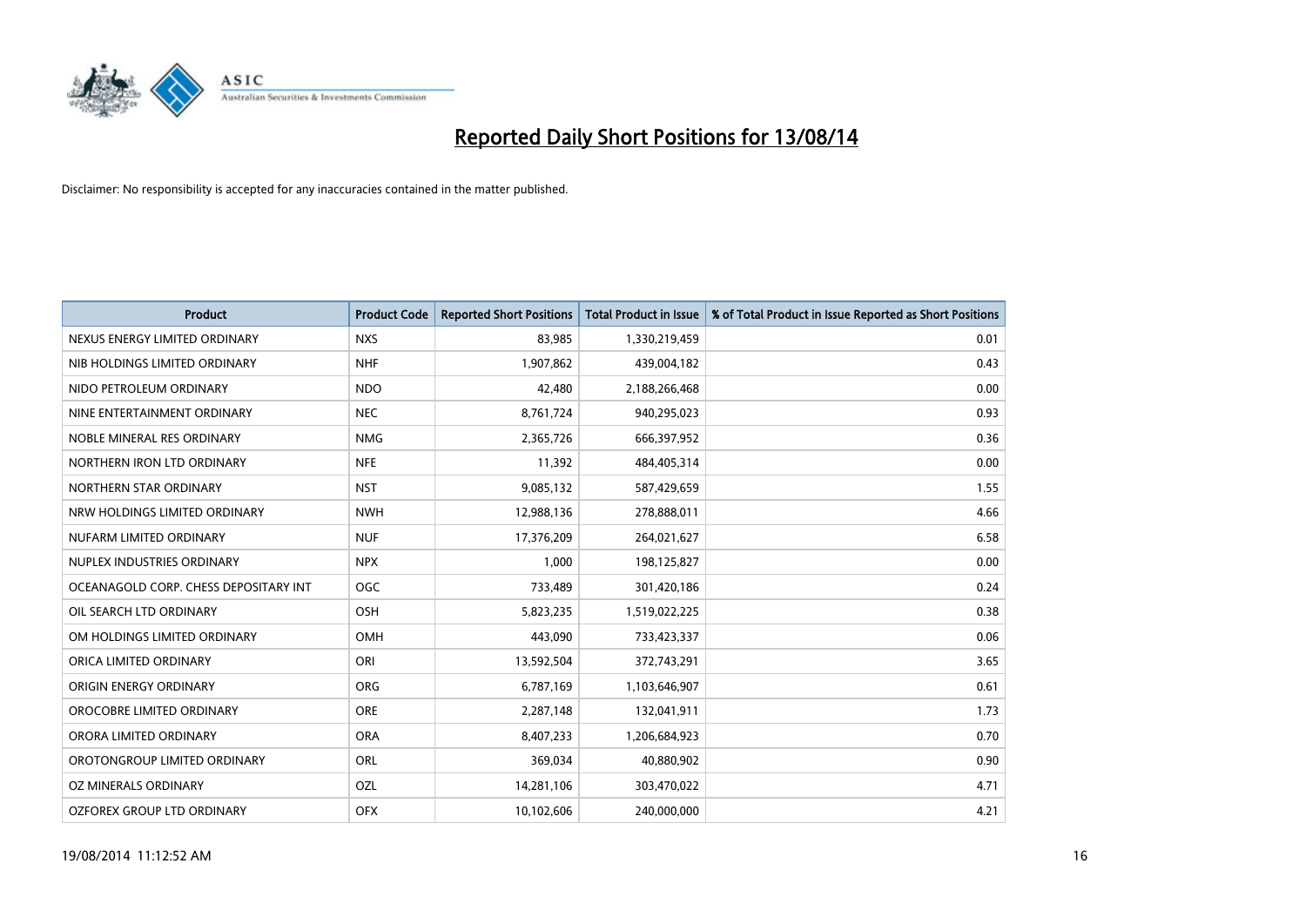# Reported Daily Short Positions for 13/08/14

Disclaimer: No responsibility is accepted for any inaccuracies contained in the matter published.

| Product | Product Code | Reported Short Positions | Total Product in Issue | % of Total Product in Issue Reported as Short Positions |
|---|---|---|---|---|
| NEXUS ENERGY LIMITED ORDINARY | NXS | 83,985 | 1,330,219,459 | 0.01 |
| NIB HOLDINGS LIMITED ORDINARY | NHF | 1,907,862 | 439,004,182 | 0.43 |
| NIDO PETROLEUM ORDINARY | NDO | 42,480 | 2,188,266,468 | 0.00 |
| NINE ENTERTAINMENT ORDINARY | NEC | 8,761,724 | 940,295,023 | 0.93 |
| NOBLE MINERAL RES ORDINARY | NMG | 2,365,726 | 666,397,952 | 0.36 |
| NORTHERN IRON LTD ORDINARY | NFE | 11,392 | 484,405,314 | 0.00 |
| NORTHERN STAR ORDINARY | NST | 9,085,132 | 587,429,659 | 1.55 |
| NRW HOLDINGS LIMITED ORDINARY | NWH | 12,988,136 | 278,888,011 | 4.66 |
| NUFARM LIMITED ORDINARY | NUF | 17,376,209 | 264,021,627 | 6.58 |
| NUPLEX INDUSTRIES ORDINARY | NPX | 1,000 | 198,125,827 | 0.00 |
| OCEANAGOLD CORP. CHESS DEPOSITARY INT | OGC | 733,489 | 301,420,186 | 0.24 |
| OIL SEARCH LTD ORDINARY | OSH | 5,823,235 | 1,519,022,225 | 0.38 |
| OM HOLDINGS LIMITED ORDINARY | OMH | 443,090 | 733,423,337 | 0.06 |
| ORICA LIMITED ORDINARY | ORI | 13,592,504 | 372,743,291 | 3.65 |
| ORIGIN ENERGY ORDINARY | ORG | 6,787,169 | 1,103,646,907 | 0.61 |
| OROCOBRE LIMITED ORDINARY | ORE | 2,287,148 | 132,041,911 | 1.73 |
| ORORA LIMITED ORDINARY | ORA | 8,407,233 | 1,206,684,923 | 0.70 |
| OROTONGROUP LIMITED ORDINARY | ORL | 369,034 | 40,880,902 | 0.90 |
| OZ MINERALS ORDINARY | OZL | 14,281,106 | 303,470,022 | 4.71 |
| OZFOREX GROUP LTD ORDINARY | OFX | 10,102,606 | 240,000,000 | 4.21 |

19/08/2014 11:12:52 AM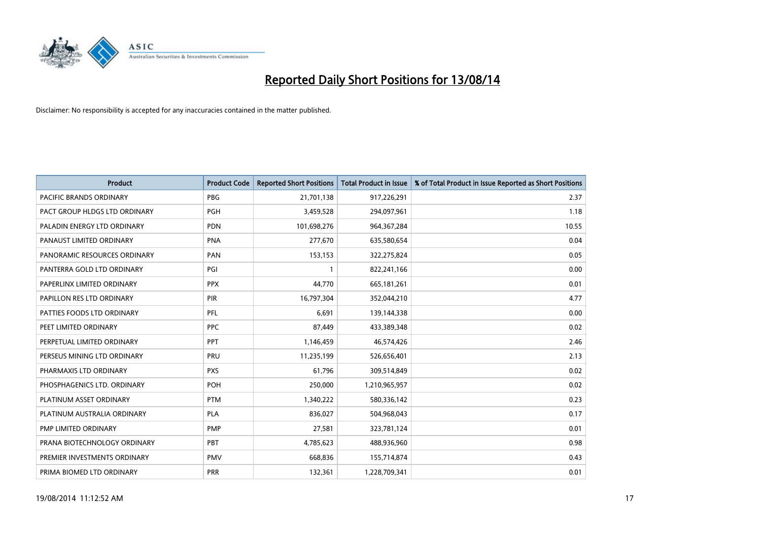# Reported Daily Short Positions for 13/08/14

Disclaimer: No responsibility is accepted for any inaccuracies contained in the matter published.

| Product | Product Code | Reported Short Positions | Total Product in Issue | % of Total Product in Issue Reported as Short Positions |
|---|---|---|---|---|
| PACIFIC BRANDS ORDINARY | PBG | 21,701,138 | 917,226,291 | 2.37 |
| PACT GROUP HLDGS LTD ORDINARY | PGH | 3,459,528 | 294,097,961 | 1.18 |
| PALADIN ENERGY LTD ORDINARY | PDN | 101,698,276 | 964,367,284 | 10.55 |
| PANAUST LIMITED ORDINARY | PNA | 277,670 | 635,580,654 | 0.04 |
| PANORAMIC RESOURCES ORDINARY | PAN | 153,153 | 322,275,824 | 0.05 |
| PANTERRA GOLD LTD ORDINARY | PGI | 1 | 822,241,166 | 0.00 |
| PAPERLINX LIMITED ORDINARY | PPX | 44,770 | 665,181,261 | 0.01 |
| PAPILLON RES LTD ORDINARY | PIR | 16,797,304 | 352,044,210 | 4.77 |
| PATTIES FOODS LTD ORDINARY | PFL | 6,691 | 139,144,338 | 0.00 |
| PEET LIMITED ORDINARY | PPC | 87,449 | 433,389,348 | 0.02 |
| PERPETUAL LIMITED ORDINARY | PPT | 1,146,459 | 46,574,426 | 2.46 |
| PERSEUS MINING LTD ORDINARY | PRU | 11,235,199 | 526,656,401 | 2.13 |
| PHARMAXIS LTD ORDINARY | PXS | 61,796 | 309,514,849 | 0.02 |
| PHOSPHAGENICS LTD. ORDINARY | POH | 250,000 | 1,210,965,957 | 0.02 |
| PLATINUM ASSET ORDINARY | PTM | 1,340,222 | 580,336,142 | 0.23 |
| PLATINUM AUSTRALIA ORDINARY | PLA | 836,027 | 504,968,043 | 0.17 |
| PMP LIMITED ORDINARY | PMP | 27,581 | 323,781,124 | 0.01 |
| PRANA BIOTECHNOLOGY ORDINARY | PBT | 4,785,623 | 488,936,960 | 0.98 |
| PREMIER INVESTMENTS ORDINARY | PMV | 668,836 | 155,714,874 | 0.43 |
| PRIMA BIOMED LTD ORDINARY | PRR | 132,361 | 1,228,709,341 | 0.01 |

19/08/2014 11:12:52 AM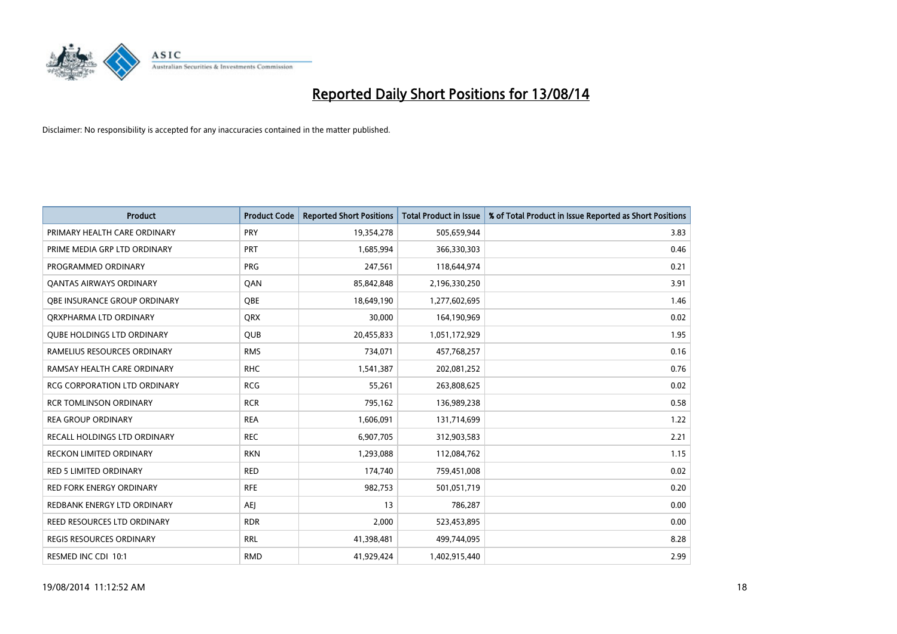# Reported Daily Short Positions for 13/08/14

Disclaimer: No responsibility is accepted for any inaccuracies contained in the matter published.

| Product | Product Code | Reported Short Positions | Total Product in Issue | % of Total Product in Issue Reported as Short Positions |
|---|---|---|---|---|
| PRIMARY HEALTH CARE ORDINARY | PRY | 19,354,278 | 505,659,944 | 3.83 |
| PRIME MEDIA GRP LTD ORDINARY | PRT | 1,685,994 | 366,330,303 | 0.46 |
| PROGRAMMED ORDINARY | PRG | 247,561 | 118,644,974 | 0.21 |
| QANTAS AIRWAYS ORDINARY | QAN | 85,842,848 | 2,196,330,250 | 3.91 |
| QBE INSURANCE GROUP ORDINARY | QBE | 18,649,190 | 1,277,602,695 | 1.46 |
| QRXPHARMA LTD ORDINARY | QRX | 30,000 | 164,190,969 | 0.02 |
| QUBE HOLDINGS LTD ORDINARY | QUB | 20,455,833 | 1,051,172,929 | 1.95 |
| RAMELIUS RESOURCES ORDINARY | RMS | 734,071 | 457,768,257 | 0.16 |
| RAMSAY HEALTH CARE ORDINARY | RHC | 1,541,387 | 202,081,252 | 0.76 |
| RCG CORPORATION LTD ORDINARY | RCG | 55,261 | 263,808,625 | 0.02 |
| RCR TOMLINSON ORDINARY | RCR | 795,162 | 136,989,238 | 0.58 |
| REA GROUP ORDINARY | REA | 1,606,091 | 131,714,699 | 1.22 |
| RECALL HOLDINGS LTD ORDINARY | REC | 6,907,705 | 312,903,583 | 2.21 |
| RECKON LIMITED ORDINARY | RKN | 1,293,088 | 112,084,762 | 1.15 |
| RED 5 LIMITED ORDINARY | RED | 174,740 | 759,451,008 | 0.02 |
| RED FORK ENERGY ORDINARY | RFE | 982,753 | 501,051,719 | 0.20 |
| REDBANK ENERGY LTD ORDINARY | AEJ | 13 | 786,287 | 0.00 |
| REED RESOURCES LTD ORDINARY | RDR | 2,000 | 523,453,895 | 0.00 |
| REGIS RESOURCES ORDINARY | RRL | 41,398,481 | 499,744,095 | 8.28 |
| RESMED INC CDI 10:1 | RMD | 41,929,424 | 1,402,915,440 | 2.99 |

19/08/2014 11:12:52 AM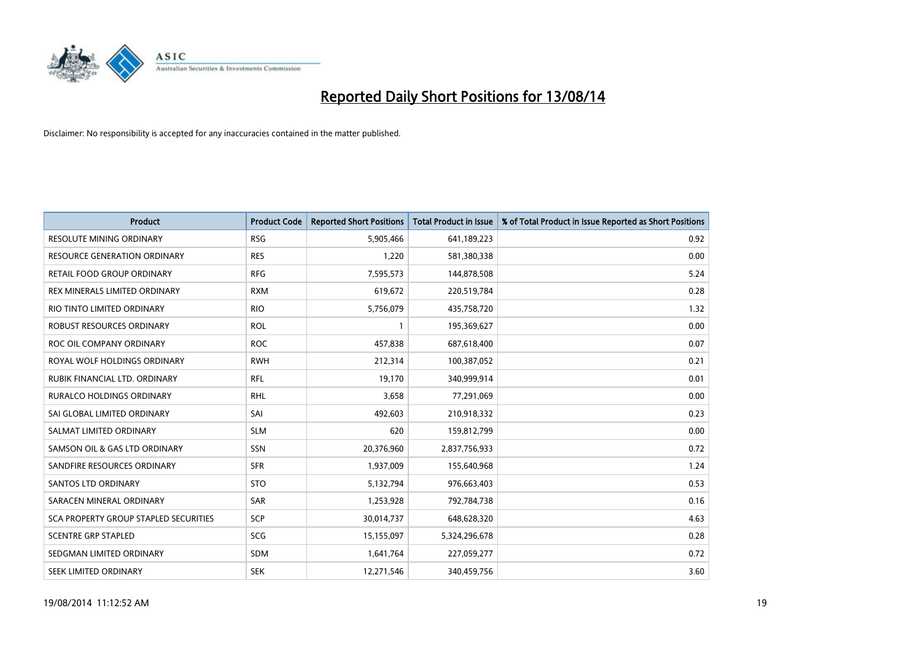# Reported Daily Short Positions for 13/08/14

Disclaimer: No responsibility is accepted for any inaccuracies contained in the matter published.

| Product | Product Code | Reported Short Positions | Total Product in Issue | % of Total Product in Issue Reported as Short Positions |
|---|---|---|---|---|
| RESOLUTE MINING ORDINARY | RSG | 5,905,466 | 641,189,223 | 0.92 |
| RESOURCE GENERATION ORDINARY | RES | 1,220 | 581,380,338 | 0.00 |
| RETAIL FOOD GROUP ORDINARY | RFG | 7,595,573 | 144,878,508 | 5.24 |
| REX MINERALS LIMITED ORDINARY | RXM | 619,672 | 220,519,784 | 0.28 |
| RIO TINTO LIMITED ORDINARY | RIO | 5,756,079 | 435,758,720 | 1.32 |
| ROBUST RESOURCES ORDINARY | ROL | 1 | 195,369,627 | 0.00 |
| ROC OIL COMPANY ORDINARY | ROC | 457,838 | 687,618,400 | 0.07 |
| ROYAL WOLF HOLDINGS ORDINARY | RWH | 212,314 | 100,387,052 | 0.21 |
| RUBIK FINANCIAL LTD. ORDINARY | RFL | 19,170 | 340,999,914 | 0.01 |
| RURALCO HOLDINGS ORDINARY | RHL | 3,658 | 77,291,069 | 0.00 |
| SAI GLOBAL LIMITED ORDINARY | SAI | 492,603 | 210,918,332 | 0.23 |
| SALMAT LIMITED ORDINARY | SLM | 620 | 159,812,799 | 0.00 |
| SAMSON OIL & GAS LTD ORDINARY | SSN | 20,376,960 | 2,837,756,933 | 0.72 |
| SANDFIRE RESOURCES ORDINARY | SFR | 1,937,009 | 155,640,968 | 1.24 |
| SANTOS LTD ORDINARY | STO | 5,132,794 | 976,663,403 | 0.53 |
| SARACEN MINERAL ORDINARY | SAR | 1,253,928 | 792,784,738 | 0.16 |
| SCA PROPERTY GROUP STAPLED SECURITIES | SCP | 30,014,737 | 648,628,320 | 4.63 |
| SCENTRE GRP STAPLED | SCG | 15,155,097 | 5,324,296,678 | 0.28 |
| SEDGMAN LIMITED ORDINARY | SDM | 1,641,764 | 227,059,277 | 0.72 |
| SEEK LIMITED ORDINARY | SEK | 12,271,546 | 340,459,756 | 3.60 |

19/08/2014 11:12:52 AM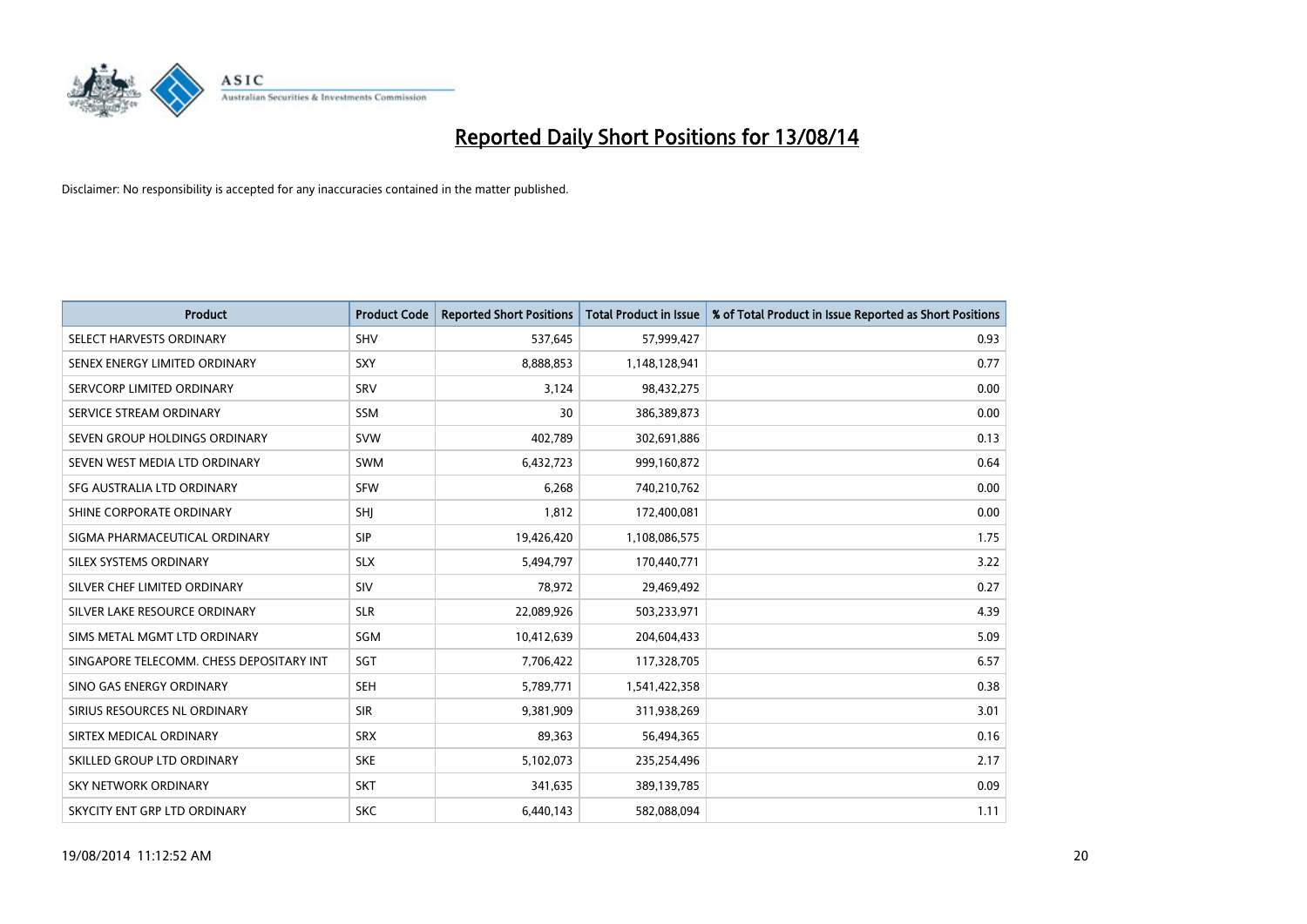# Reported Daily Short Positions for 13/08/14

Disclaimer: No responsibility is accepted for any inaccuracies contained in the matter published.

| Product | Product Code | Reported Short Positions | Total Product in Issue | % of Total Product in Issue Reported as Short Positions |
|---|---|---|---|---|
| SELECT HARVESTS ORDINARY | SHV | 537,645 | 57,999,427 | 0.93 |
| SENEX ENERGY LIMITED ORDINARY | SXY | 8,888,853 | 1,148,128,941 | 0.77 |
| SERVCORP LIMITED ORDINARY | SRV | 3,124 | 98,432,275 | 0.00 |
| SERVICE STREAM ORDINARY | SSM | 30 | 386,389,873 | 0.00 |
| SEVEN GROUP HOLDINGS ORDINARY | SVW | 402,789 | 302,691,886 | 0.13 |
| SEVEN WEST MEDIA LTD ORDINARY | SWM | 6,432,723 | 999,160,872 | 0.64 |
| SFG AUSTRALIA LTD ORDINARY | SFW | 6,268 | 740,210,762 | 0.00 |
| SHINE CORPORATE ORDINARY | SHJ | 1,812 | 172,400,081 | 0.00 |
| SIGMA PHARMACEUTICAL ORDINARY | SIP | 19,426,420 | 1,108,086,575 | 1.75 |
| SILEX SYSTEMS ORDINARY | SLX | 5,494,797 | 170,440,771 | 3.22 |
| SILVER CHEF LIMITED ORDINARY | SIV | 78,972 | 29,469,492 | 0.27 |
| SILVER LAKE RESOURCE ORDINARY | SLR | 22,089,926 | 503,233,971 | 4.39 |
| SIMS METAL MGMT LTD ORDINARY | SGM | 10,412,639 | 204,604,433 | 5.09 |
| SINGAPORE TELECOMM. CHESS DEPOSITARY INT | SGT | 7,706,422 | 117,328,705 | 6.57 |
| SINO GAS ENERGY ORDINARY | SEH | 5,789,771 | 1,541,422,358 | 0.38 |
| SIRIUS RESOURCES NL ORDINARY | SIR | 9,381,909 | 311,938,269 | 3.01 |
| SIRTEX MEDICAL ORDINARY | SRX | 89,363 | 56,494,365 | 0.16 |
| SKILLED GROUP LTD ORDINARY | SKE | 5,102,073 | 235,254,496 | 2.17 |
| SKY NETWORK ORDINARY | SKT | 341,635 | 389,139,785 | 0.09 |
| SKYCITY ENT GRP LTD ORDINARY | SKC | 6,440,143 | 582,088,094 | 1.11 |

19/08/2014 11:12:52 AM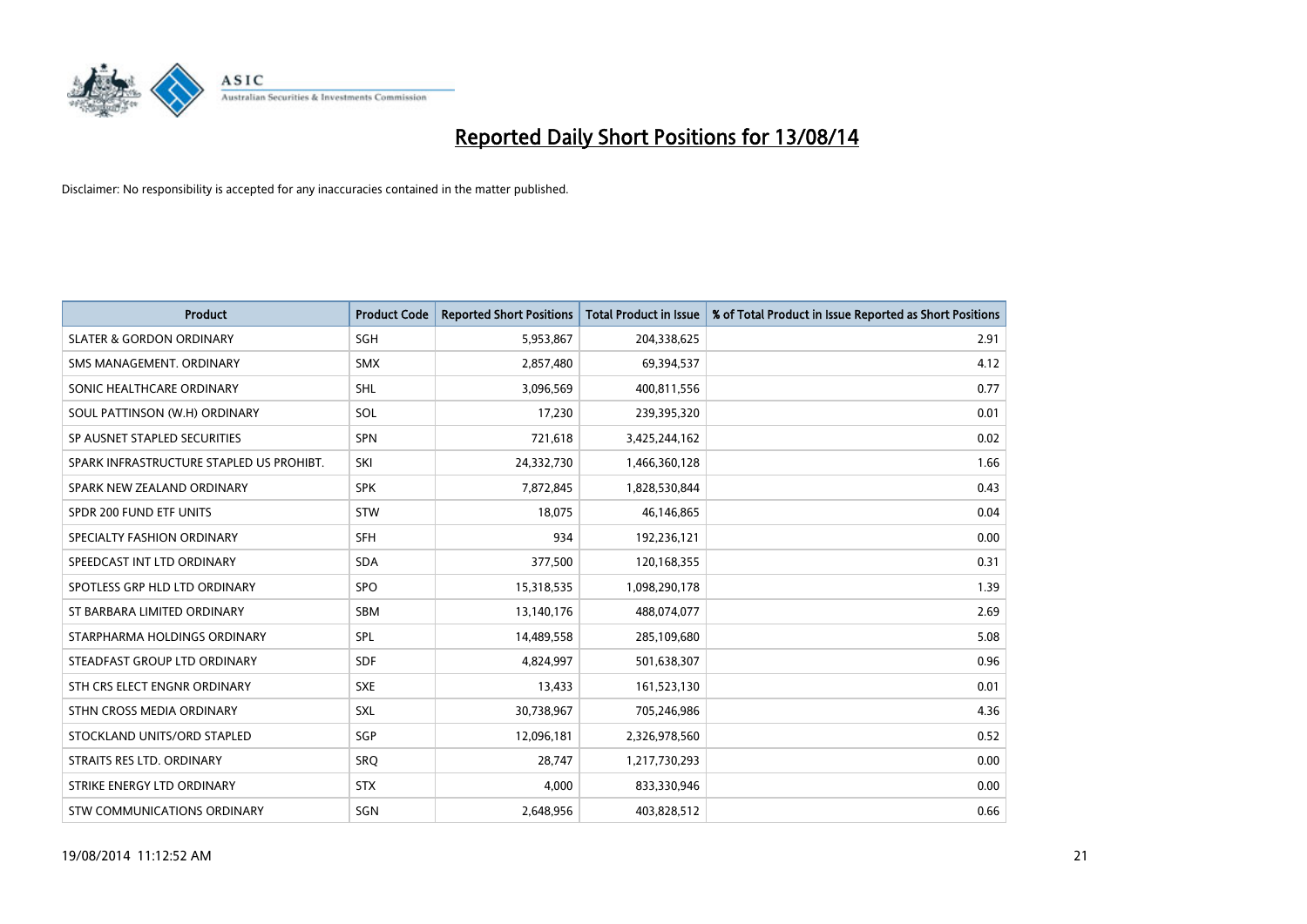# Reported Daily Short Positions for 13/08/14

Disclaimer: No responsibility is accepted for any inaccuracies contained in the matter published.

| Product | Product Code | Reported Short Positions | Total Product in Issue | % of Total Product in Issue Reported as Short Positions |
|---|---|---|---|---|
| SLATER & GORDON ORDINARY | SGH | 5,953,867 | 204,338,625 | 2.91 |
| SMS MANAGEMENT. ORDINARY | SMX | 2,857,480 | 69,394,537 | 4.12 |
| SONIC HEALTHCARE ORDINARY | SHL | 3,096,569 | 400,811,556 | 0.77 |
| SOUL PATTINSON (W.H) ORDINARY | SOL | 17,230 | 239,395,320 | 0.01 |
| SP AUSNET STAPLED SECURITIES | SPN | 721,618 | 3,425,244,162 | 0.02 |
| SPARK INFRASTRUCTURE STAPLED US PROHIBT. | SKI | 24,332,730 | 1,466,360,128 | 1.66 |
| SPARK NEW ZEALAND ORDINARY | SPK | 7,872,845 | 1,828,530,844 | 0.43 |
| SPDR 200 FUND ETF UNITS | STW | 18,075 | 46,146,865 | 0.04 |
| SPECIALTY FASHION ORDINARY | SFH | 934 | 192,236,121 | 0.00 |
| SPEEDCAST INT LTD ORDINARY | SDA | 377,500 | 120,168,355 | 0.31 |
| SPOTLESS GRP HLD LTD ORDINARY | SPO | 15,318,535 | 1,098,290,178 | 1.39 |
| ST BARBARA LIMITED ORDINARY | SBM | 13,140,176 | 488,074,077 | 2.69 |
| STARPHARMA HOLDINGS ORDINARY | SPL | 14,489,558 | 285,109,680 | 5.08 |
| STEADFAST GROUP LTD ORDINARY | SDF | 4,824,997 | 501,638,307 | 0.96 |
| STH CRS ELECT ENGNR ORDINARY | SXE | 13,433 | 161,523,130 | 0.01 |
| STHN CROSS MEDIA ORDINARY | SXL | 30,738,967 | 705,246,986 | 4.36 |
| STOCKLAND UNITS/ORD STAPLED | SGP | 12,096,181 | 2,326,978,560 | 0.52 |
| STRAITS RES LTD. ORDINARY | SRQ | 28,747 | 1,217,730,293 | 0.00 |
| STRIKE ENERGY LTD ORDINARY | STX | 4,000 | 833,330,946 | 0.00 |
| STW COMMUNICATIONS ORDINARY | SGN | 2,648,956 | 403,828,512 | 0.66 |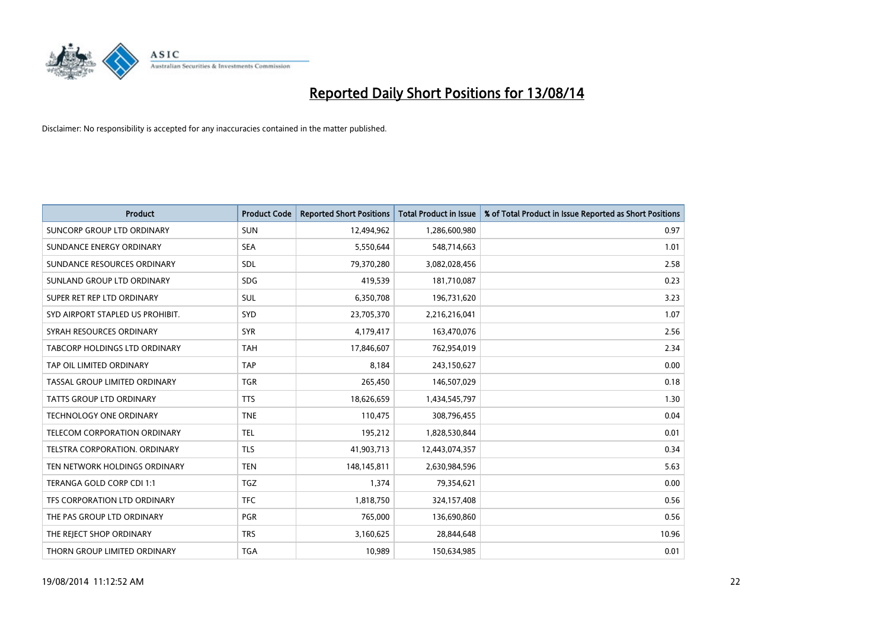# Reported Daily Short Positions for 13/08/14

Disclaimer: No responsibility is accepted for any inaccuracies contained in the matter published.

| Product | Product Code | Reported Short Positions | Total Product in Issue | % of Total Product in Issue Reported as Short Positions |
|---|---|---|---|---|
| SUNCORP GROUP LTD ORDINARY | SUN | 12,494,962 | 1,286,600,980 | 0.97 |
| SUNDANCE ENERGY ORDINARY | SEA | 5,550,644 | 548,714,663 | 1.01 |
| SUNDANCE RESOURCES ORDINARY | SDL | 79,370,280 | 3,082,028,456 | 2.58 |
| SUNLAND GROUP LTD ORDINARY | SDG | 419,539 | 181,710,087 | 0.23 |
| SUPER RET REP LTD ORDINARY | SUL | 6,350,708 | 196,731,620 | 3.23 |
| SYD AIRPORT STAPLED US PROHIBIT. | SYD | 23,705,370 | 2,216,216,041 | 1.07 |
| SYRAH RESOURCES ORDINARY | SYR | 4,179,417 | 163,470,076 | 2.56 |
| TABCORP HOLDINGS LTD ORDINARY | TAH | 17,846,607 | 762,954,019 | 2.34 |
| TAP OIL LIMITED ORDINARY | TAP | 8,184 | 243,150,627 | 0.00 |
| TASSAL GROUP LIMITED ORDINARY | TGR | 265,450 | 146,507,029 | 0.18 |
| TATTS GROUP LTD ORDINARY | TTS | 18,626,659 | 1,434,545,797 | 1.30 |
| TECHNOLOGY ONE ORDINARY | TNE | 110,475 | 308,796,455 | 0.04 |
| TELECOM CORPORATION ORDINARY | TEL | 195,212 | 1,828,530,844 | 0.01 |
| TELSTRA CORPORATION. ORDINARY | TLS | 41,903,713 | 12,443,074,357 | 0.34 |
| TEN NETWORK HOLDINGS ORDINARY | TEN | 148,145,811 | 2,630,984,596 | 5.63 |
| TERANGA GOLD CORP CDI 1:1 | TGZ | 1,374 | 79,354,621 | 0.00 |
| TFS CORPORATION LTD ORDINARY | TFC | 1,818,750 | 324,157,408 | 0.56 |
| THE PAS GROUP LTD ORDINARY | PGR | 765,000 | 136,690,860 | 0.56 |
| THE REJECT SHOP ORDINARY | TRS | 3,160,625 | 28,844,648 | 10.96 |
| THORN GROUP LIMITED ORDINARY | TGA | 10,989 | 150,634,985 | 0.01 |

19/08/2014 11:12:52 AM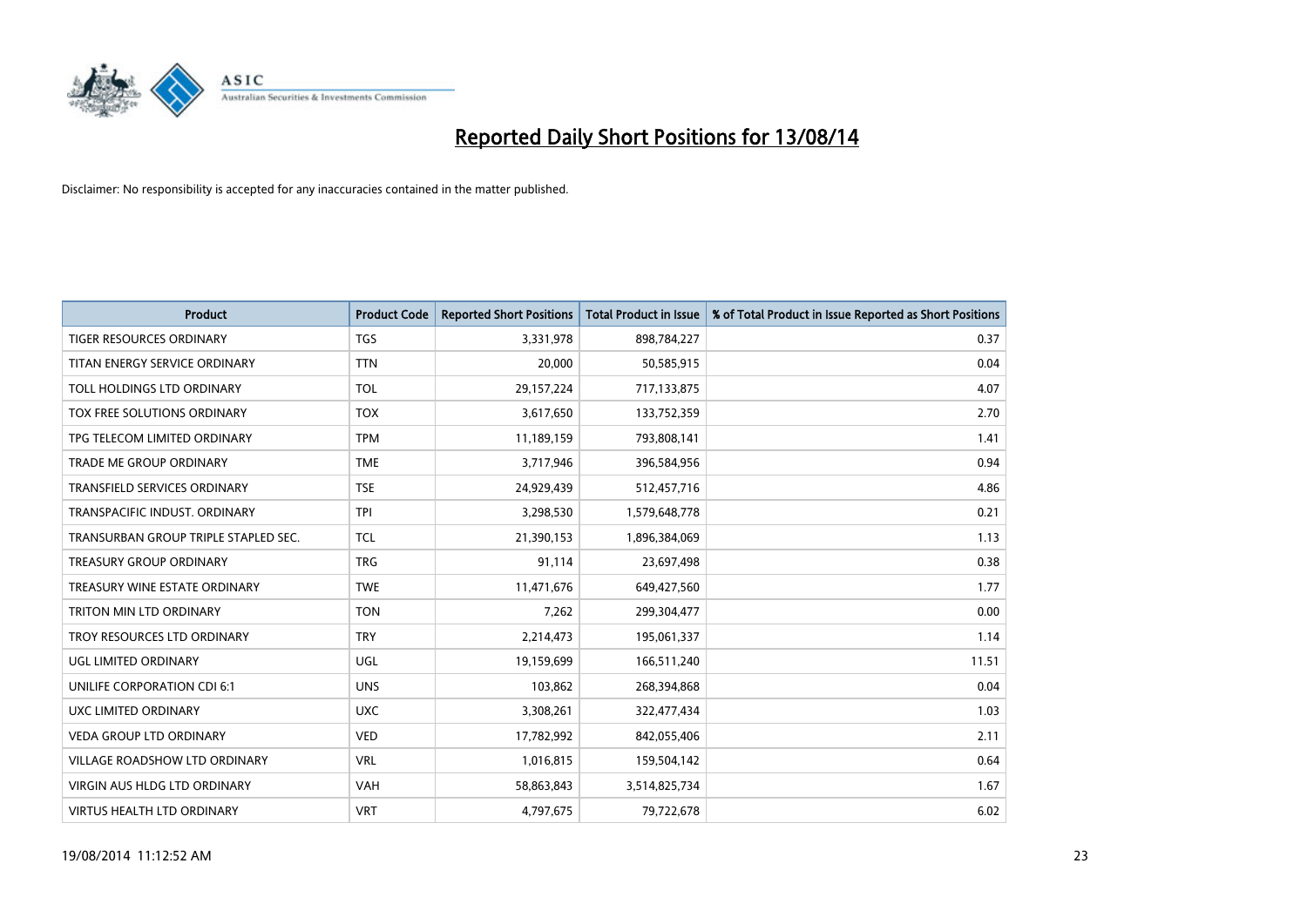# Reported Daily Short Positions for 13/08/14

Disclaimer: No responsibility is accepted for any inaccuracies contained in the matter published.

| Product | Product Code | Reported Short Positions | Total Product in Issue | % of Total Product in Issue Reported as Short Positions |
|---|---|---|---|---|
| TIGER RESOURCES ORDINARY | TGS | 3,331,978 | 898,784,227 | 0.37 |
| TITAN ENERGY SERVICE ORDINARY | TTN | 20,000 | 50,585,915 | 0.04 |
| TOLL HOLDINGS LTD ORDINARY | TOL | 29,157,224 | 717,133,875 | 4.07 |
| TOX FREE SOLUTIONS ORDINARY | TOX | 3,617,650 | 133,752,359 | 2.70 |
| TPG TELECOM LIMITED ORDINARY | TPM | 11,189,159 | 793,808,141 | 1.41 |
| TRADE ME GROUP ORDINARY | TME | 3,717,946 | 396,584,956 | 0.94 |
| TRANSFIELD SERVICES ORDINARY | TSE | 24,929,439 | 512,457,716 | 4.86 |
| TRANSPACIFIC INDUST. ORDINARY | TPI | 3,298,530 | 1,579,648,778 | 0.21 |
| TRANSURBAN GROUP TRIPLE STAPLED SEC. | TCL | 21,390,153 | 1,896,384,069 | 1.13 |
| TREASURY GROUP ORDINARY | TRG | 91,114 | 23,697,498 | 0.38 |
| TREASURY WINE ESTATE ORDINARY | TWE | 11,471,676 | 649,427,560 | 1.77 |
| TRITON MIN LTD ORDINARY | TON | 7,262 | 299,304,477 | 0.00 |
| TROY RESOURCES LTD ORDINARY | TRY | 2,214,473 | 195,061,337 | 1.14 |
| UGL LIMITED ORDINARY | UGL | 19,159,699 | 166,511,240 | 11.51 |
| UNILIFE CORPORATION CDI 6:1 | UNS | 103,862 | 268,394,868 | 0.04 |
| UXC LIMITED ORDINARY | UXC | 3,308,261 | 322,477,434 | 1.03 |
| VEDA GROUP LTD ORDINARY | VED | 17,782,992 | 842,055,406 | 2.11 |
| VILLAGE ROADSHOW LTD ORDINARY | VRL | 1,016,815 | 159,504,142 | 0.64 |
| VIRGIN AUS HLDG LTD ORDINARY | VAH | 58,863,843 | 3,514,825,734 | 1.67 |
| VIRTUS HEALTH LTD ORDINARY | VRT | 4,797,675 | 79,722,678 | 6.02 |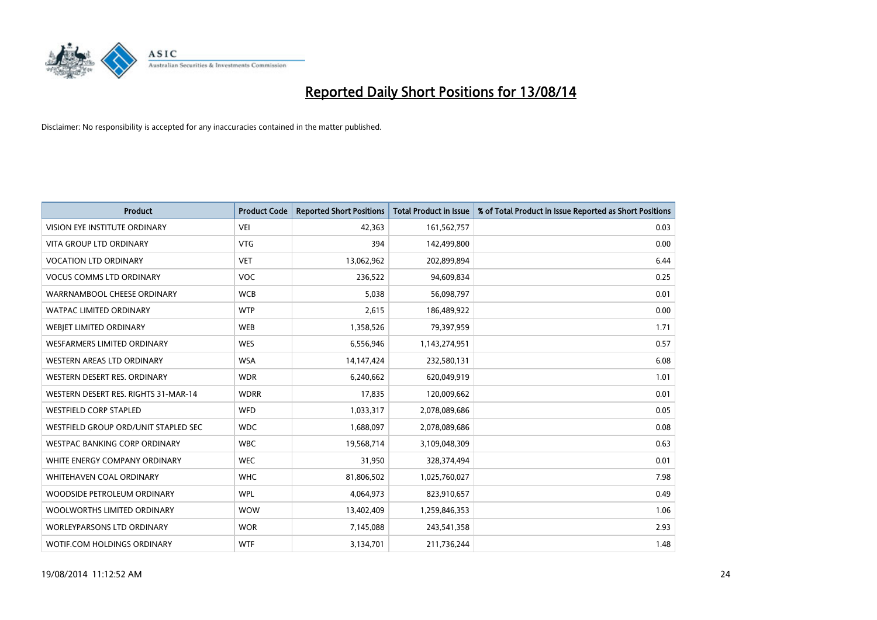# Reported Daily Short Positions for 13/08/14

Disclaimer: No responsibility is accepted for any inaccuracies contained in the matter published.

| Product | Product Code | Reported Short Positions | Total Product in Issue | % of Total Product in Issue Reported as Short Positions |
|---|---|---|---|---|
| VISION EYE INSTITUTE ORDINARY | VEI | 42,363 | 161,562,757 | 0.03 |
| VITA GROUP LTD ORDINARY | VTG | 394 | 142,499,800 | 0.00 |
| VOCATION LTD ORDINARY | VET | 13,062,962 | 202,899,894 | 6.44 |
| VOCUS COMMS LTD ORDINARY | VOC | 236,522 | 94,609,834 | 0.25 |
| WARRNAMBOOL CHEESE ORDINARY | WCB | 5,038 | 56,098,797 | 0.01 |
| WATPAC LIMITED ORDINARY | WTP | 2,615 | 186,489,922 | 0.00 |
| WEBJET LIMITED ORDINARY | WEB | 1,358,526 | 79,397,959 | 1.71 |
| WESFARMERS LIMITED ORDINARY | WES | 6,556,946 | 1,143,274,951 | 0.57 |
| WESTERN AREAS LTD ORDINARY | WSA | 14,147,424 | 232,580,131 | 6.08 |
| WESTERN DESERT RES. ORDINARY | WDR | 6,240,662 | 620,049,919 | 1.01 |
| WESTERN DESERT RES. RIGHTS 31-MAR-14 | WDRR | 17,835 | 120,009,662 | 0.01 |
| WESTFIELD CORP STAPLED | WFD | 1,033,317 | 2,078,089,686 | 0.05 |
| WESTFIELD GROUP ORD/UNIT STAPLED SEC | WDC | 1,688,097 | 2,078,089,686 | 0.08 |
| WESTPAC BANKING CORP ORDINARY | WBC | 19,568,714 | 3,109,048,309 | 0.63 |
| WHITE ENERGY COMPANY ORDINARY | WEC | 31,950 | 328,374,494 | 0.01 |
| WHITEHAVEN COAL ORDINARY | WHC | 81,806,502 | 1,025,760,027 | 7.98 |
| WOODSIDE PETROLEUM ORDINARY | WPL | 4,064,973 | 823,910,657 | 0.49 |
| WOOLWORTHS LIMITED ORDINARY | WOW | 13,402,409 | 1,259,846,353 | 1.06 |
| WORLEYPARSONS LTD ORDINARY | WOR | 7,145,088 | 243,541,358 | 2.93 |
| WOTIF.COM HOLDINGS ORDINARY | WTF | 3,134,701 | 211,736,244 | 1.48 |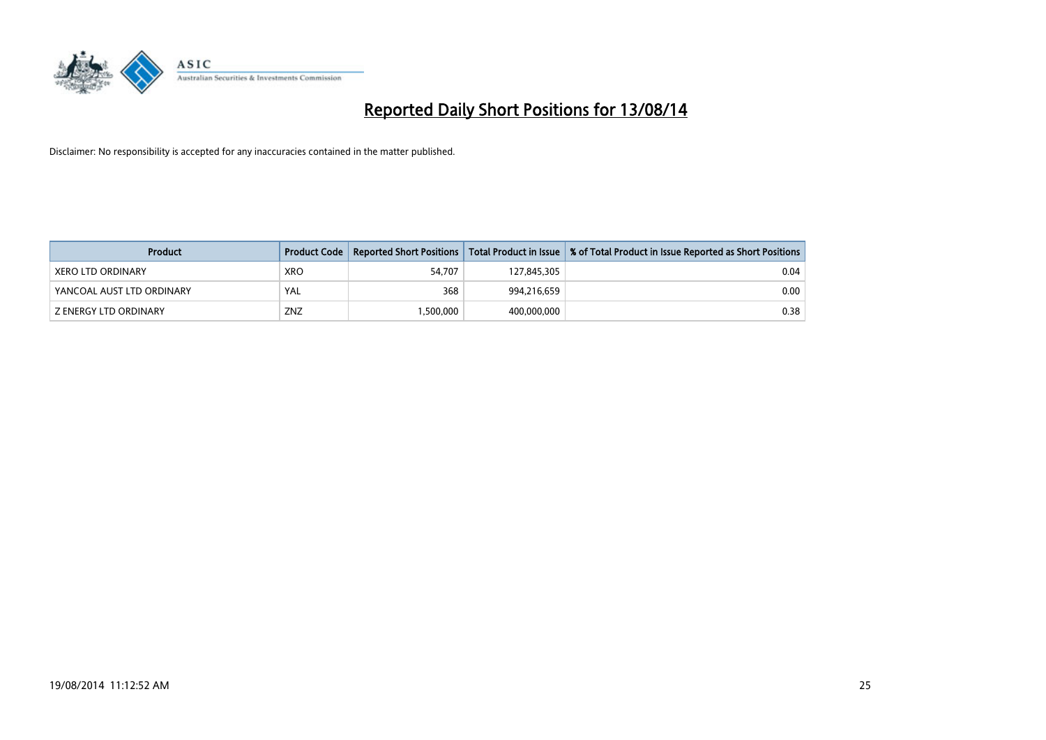# Reported Daily Short Positions for 13/08/14

Disclaimer: No responsibility is accepted for any inaccuracies contained in the matter published.

| Product | Product Code | Reported Short Positions | Total Product in Issue | % of Total Product in Issue Reported as Short Positions |
|---|---|---|---|---|
| XERO LTD ORDINARY | XRO | 54,707 | 127,845,305 | 0.04 |
| YANCOAL AUST LTD ORDINARY | YAL | 368 | 994,216,659 | 0.00 |
| Z ENERGY LTD ORDINARY | ZNZ | 1,500,000 | 400,000,000 | 0.38 |

19/08/2014 11:12:52 AM